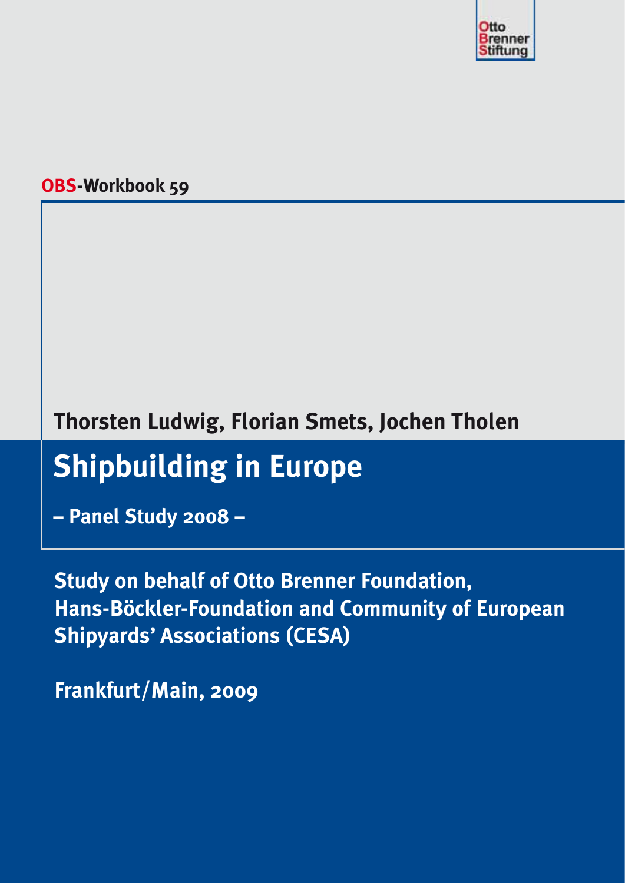Otto Brenner Stiftung

**OBS-Workbook 59**

**Thorsten Ludwig, Florian Smets, Jochen Tholen**

# Shipbuilding in Europe

**– Panel Study 2008 –**

**Study on behalf of Otto Brenner Foundation, Hans-Böckler-Foundation and Community of European Shipyards' Associations (CESA)**

**Frankfurt/Main, 2009**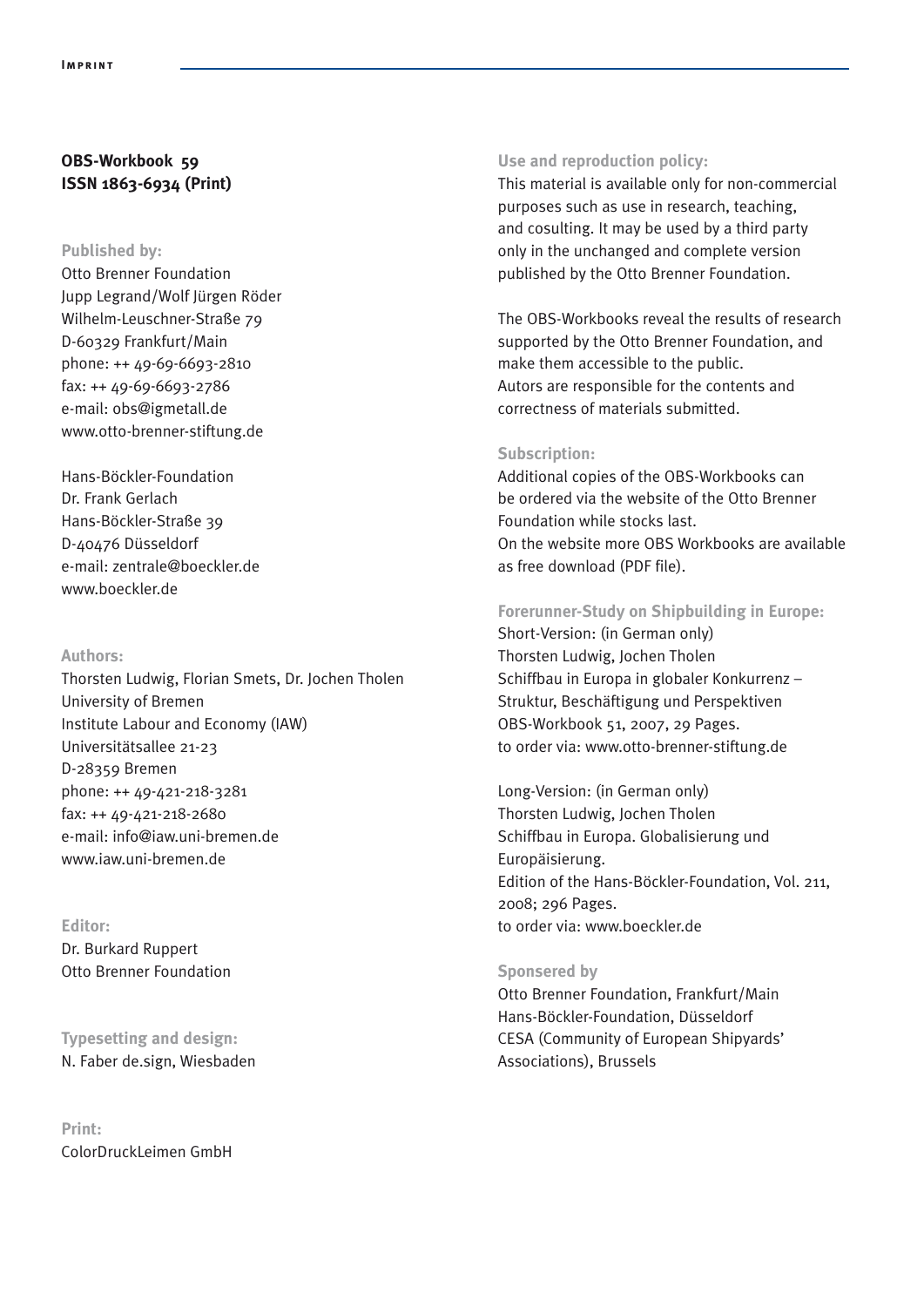**OBS-Workbook 59**
**ISSN 1863-6934 (Print)**

**Published by:**
Otto Brenner Foundation
Jupp Legrand/Wolf Jürgen Röder
Wilhelm-Leuschner-Straße 79
D-60329 Frankfurt/Main
phone: ++ 49-69-6693-2810
fax: ++ 49-69-6693-2786
e-mail: obs@igmetall.de
www.otto-brenner-stiftung.de

Hans-Böckler-Foundation
Dr. Frank Gerlach
Hans-Böckler-Straße 39
D-40476 Düsseldorf
e-mail: zentrale@boeckler.de
www.boeckler.de

**Authors:**
Thorsten Ludwig, Florian Smets, Dr. Jochen Tholen
University of Bremen
Institute Labour and Economy (IAW)
Universitätsallee 21-23
D-28359 Bremen
phone: ++ 49-421-218-3281
fax: ++ 49-421-218-2680
e-mail: info@iaw.uni-bremen.de
www.iaw.uni-bremen.de

**Editor:**
Dr. Burkard Ruppert
Otto Brenner Foundation

**Typesetting and design:**
N. Faber de.sign, Wiesbaden

**Print:**
ColorDruckLeimen GmbH

**Use and reproduction policy:**
This material is available only for non-commercial purposes such as use in research, teaching, and cosulting. It may be used by a third party only in the unchanged and complete version published by the Otto Brenner Foundation.

The OBS-Workbooks reveal the results of research supported by the Otto Brenner Foundation, and make them accessible to the public.
Autors are responsible for the contents and correctness of materials submitted.

**Subscription:**
Additional copies of the OBS-Workbooks can be ordered via the website of the Otto Brenner Foundation while stocks last.
On the website more OBS Workbooks are available as free download (PDF file).

**Forerunner-Study on Shipbuilding in Europe:**
Short-Version: (in German only)
Thorsten Ludwig, Jochen Tholen
Schiffbau in Europa in globaler Konkurrenz – Struktur, Beschäftigung und Perspektiven
OBS-Workbook 51, 2007, 29 Pages.
to order via: www.otto-brenner-stiftung.de

Long-Version: (in German only)
Thorsten Ludwig, Jochen Tholen
Schiffbau in Europa. Globalisierung und Europäisierung.
Edition of the Hans-Böckler-Foundation, Vol. 211, 2008; 296 Pages.
to order via: www.boeckler.de

**Sponsered by**
Otto Brenner Foundation, Frankfurt/Main
Hans-Böckler-Foundation, Düsseldorf
CESA (Community of European Shipyards' Associations), Brussels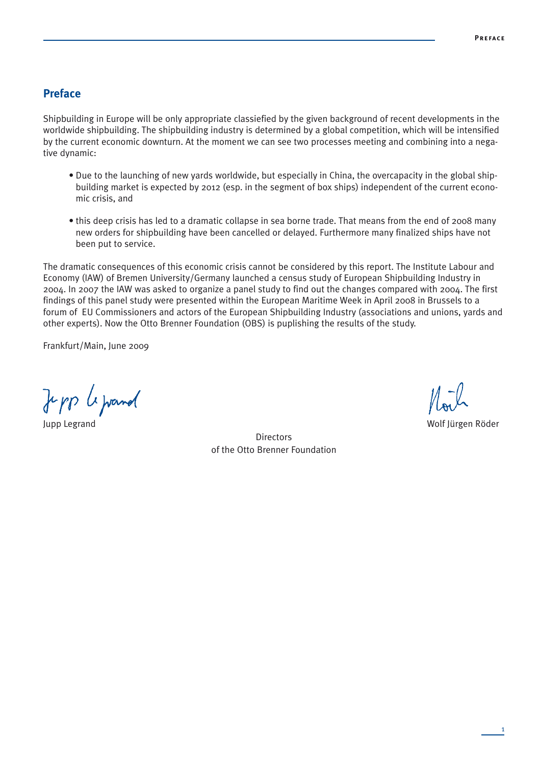## Preface

Shipbuilding in Europe will be only appropriate classiefied by the given background of recent developments in the worldwide shipbuilding. The shipbuilding industry is determined by a global competition, which will be intensified by the current economic downturn. At the moment we can see two processes meeting and combining into a negative dynamic:

- Due to the launching of new yards worldwide, but especially in China, the overcapacity in the global shipbuilding market is expected by 2012 (esp. in the segment of box ships) independent of the current economic crisis, and
- this deep crisis has led to a dramatic collapse in sea borne trade. That means from the end of 2008 many new orders for shipbuilding have been cancelled or delayed. Furthermore many finalized ships have not been put to service.

The dramatic consequences of this economic crisis cannot be considered by this report. The Institute Labour and Economy (IAW) of Bremen University/Germany launched a census study of European Shipbuilding Industry in 2004. In 2007 the IAW was asked to organize a panel study to find out the changes compared with 2004. The first findings of this panel study were presented within the European Maritime Week in April 2008 in Brussels to a forum of EU Commissioners and actors of the European Shipbuilding Industry (associations and unions, yards and other experts). Now the Otto Brenner Foundation (OBS) is puplishing the results of the study.

Frankfurt/Main, June 2009

Jupp Legrand

Wolf Jürgen Röder

Directors
of the Otto Brenner Foundation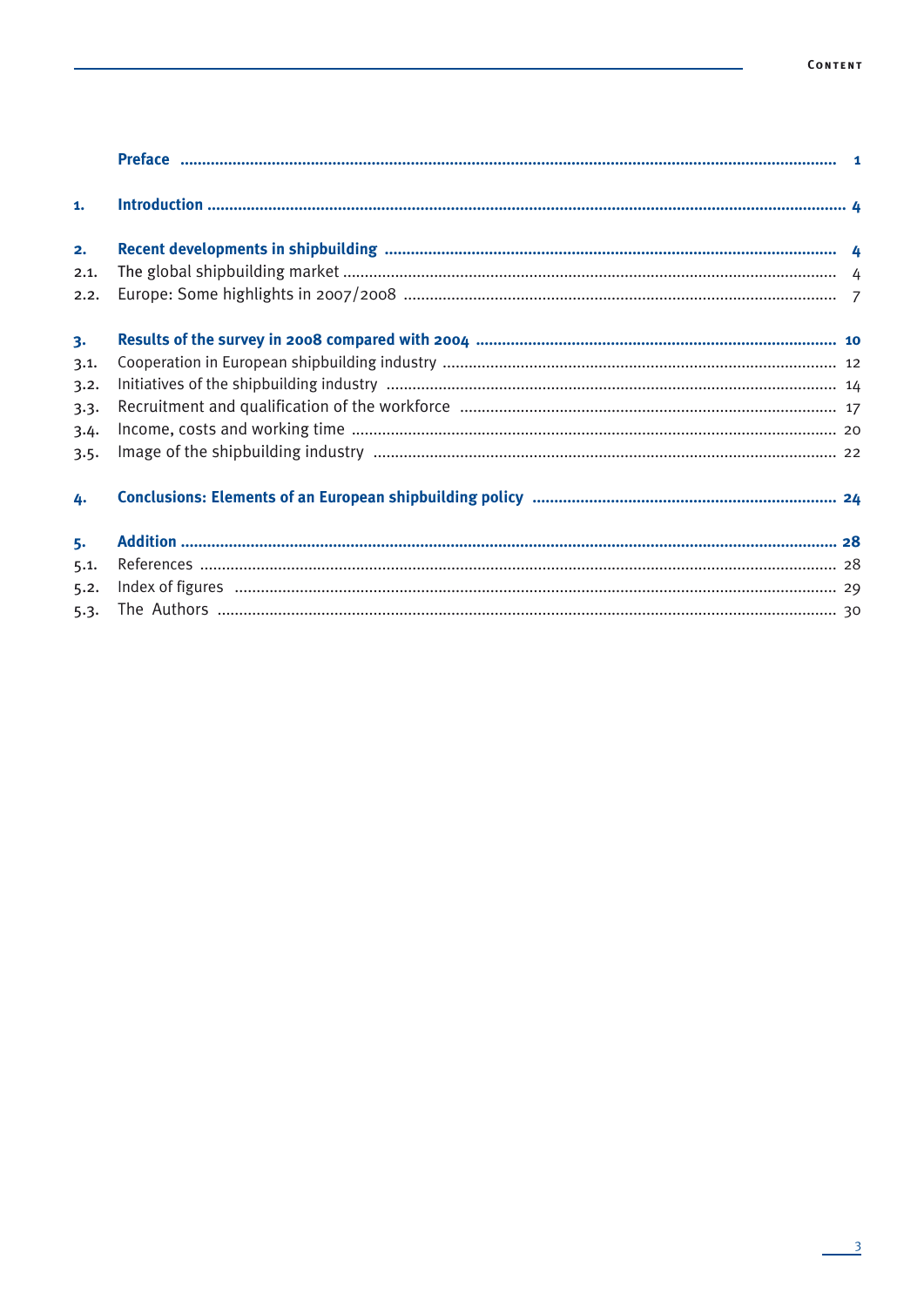# Content

| | | |
|---|---|---|
| | **Preface** | **1** |
| **1.** | **Introduction** | **4** |
| **2.** | **Recent developments in shipbuilding** | **4** |
| 2.1. | The global shipbuilding market | 4 |
| 2.2. | Europe: Some highlights in 2007/2008 | 7 |
| **3.** | **Results of the survey in 2008 compared with 2004** | **10** |
| 3.1. | Cooperation in European shipbuilding industry | 12 |
| 3.2. | Initiatives of the shipbuilding industry | 14 |
| 3.3. | Recruitment and qualification of the workforce | 17 |
| 3.4. | Income, costs and working time | 20 |
| 3.5. | Image of the shipbuilding industry | 22 |
| **4.** | **Conclusions: Elements of an European shipbuilding policy** | **24** |
| **5.** | **Addition** | **28** |
| 5.1. | References | 28 |
| 5.2. | Index of figures | 29 |
| 5.3. | The Authors | 30 |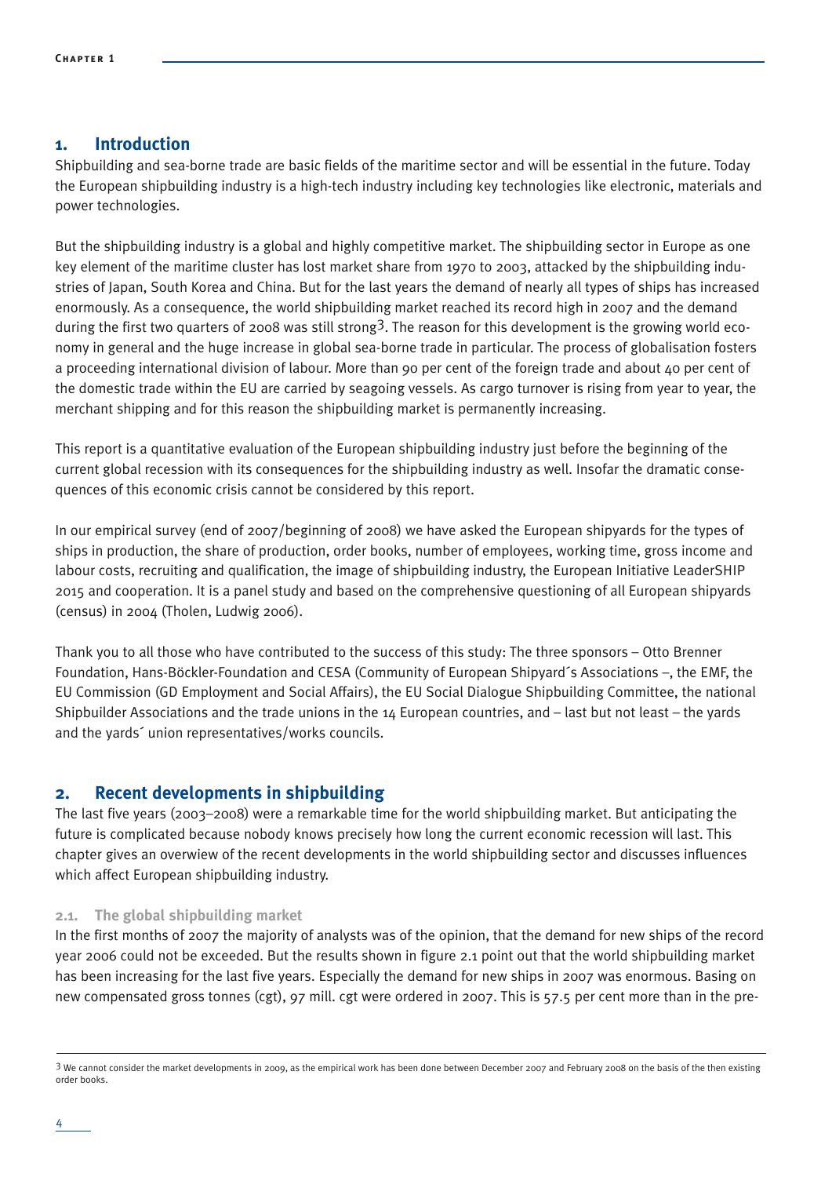## 1. Introduction

Shipbuilding and sea-borne trade are basic fields of the maritime sector and will be essential in the future. Today the European shipbuilding industry is a high-tech industry including key technologies like electronic, materials and power technologies.

But the shipbuilding industry is a global and highly competitive market. The shipbuilding sector in Europe as one key element of the maritime cluster has lost market share from 1970 to 2003, attacked by the shipbuilding industries of Japan, South Korea and China. But for the last years the demand of nearly all types of ships has increased enormously. As a consequence, the world shipbuilding market reached its record high in 2007 and the demand during the first two quarters of 2008 was still strong[3]. The reason for this development is the growing world economy in general and the huge increase in global sea-borne trade in particular. The process of globalisation fosters a proceeding international division of labour. More than 90 per cent of the foreign trade and about 40 per cent of the domestic trade within the EU are carried by seagoing vessels. As cargo turnover is rising from year to year, the merchant shipping and for this reason the shipbuilding market is permanently increasing.

This report is a quantitative evaluation of the European shipbuilding industry just before the beginning of the current global recession with its consequences for the shipbuilding industry as well. Insofar the dramatic consequences of this economic crisis cannot be considered by this report.

In our empirical survey (end of 2007/beginning of 2008) we have asked the European shipyards for the types of ships in production, the share of production, order books, number of employees, working time, gross income and labour costs, recruiting and qualification, the image of shipbuilding industry, the European Initiative LeaderSHIP 2015 and cooperation. It is a panel study and based on the comprehensive questioning of all European shipyards (census) in 2004 (Tholen, Ludwig 2006).

Thank you to all those who have contributed to the success of this study: The three sponsors – Otto Brenner Foundation, Hans-Böckler-Foundation and CESA (Community of European Shipyard´s Associations –, the EMF, the EU Commission (GD Employment and Social Affairs), the EU Social Dialogue Shipbuilding Committee, the national Shipbuilder Associations and the trade unions in the 14 European countries, and – last but not least – the yards and the yards´ union representatives/works councils.

## 2. Recent developments in shipbuilding

The last five years (2003–2008) were a remarkable time for the world shipbuilding market. But anticipating the future is complicated because nobody knows precisely how long the current economic recession will last. This chapter gives an overwiew of the recent developments in the world shipbuilding sector and discusses influences which affect European shipbuilding industry.

### 2.1. The global shipbuilding market

In the first months of 2007 the majority of analysts was of the opinion, that the demand for new ships of the record year 2006 could not be exceeded. But the results shown in figure 2.1 point out that the world shipbuilding market has been increasing for the last five years. Especially the demand for new ships in 2007 was enormous. Basing on new compensated gross tonnes (cgt), 97 mill. cgt were ordered in 2007. This is 57.5 per cent more than in the pre-

---

[3] We cannot consider the market developments in 2009, as the empirical work has been done between December 2007 and February 2008 on the basis of the then existing order books.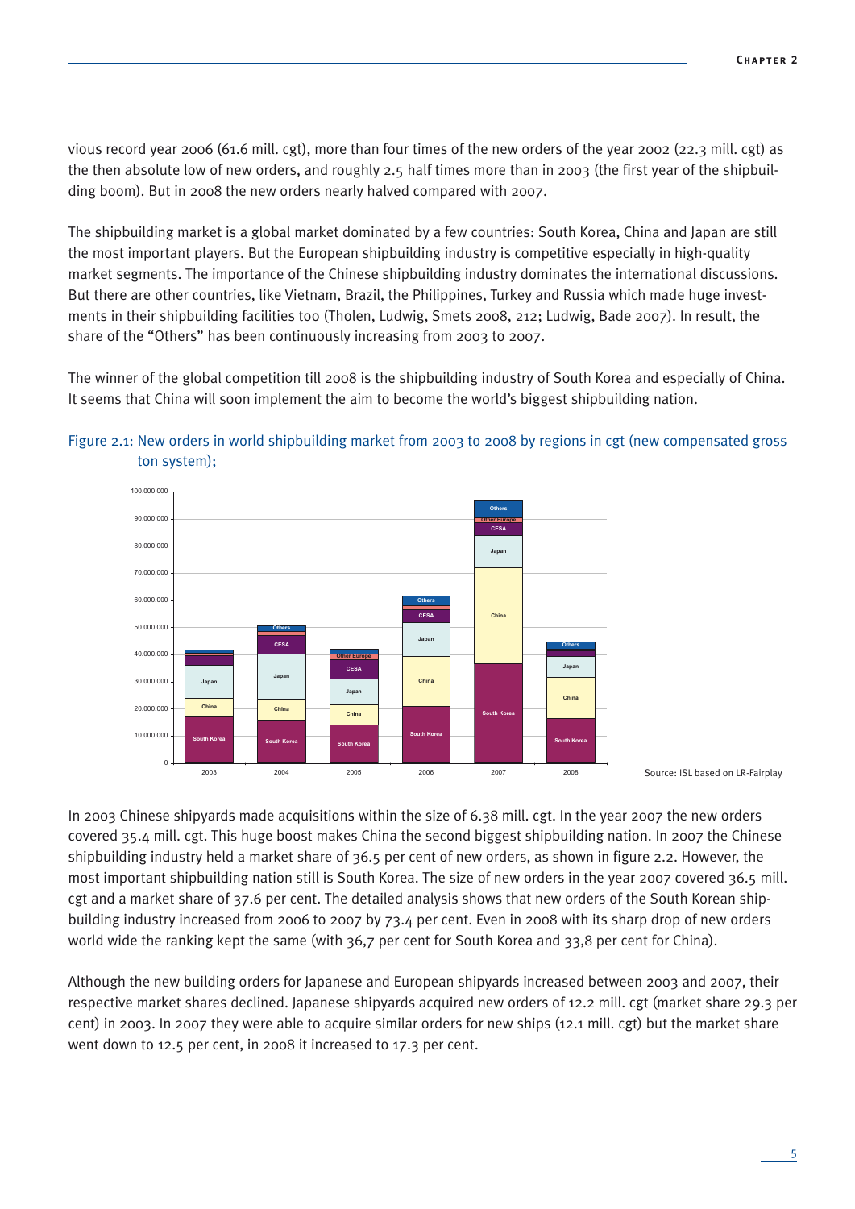vious record year 2006 (61.6 mill. cgt), more than four times of the new orders of the year 2002 (22.3 mill. cgt) as the then absolute low of new orders, and roughly 2.5 half times more than in 2003 (the first year of the shipbuilding boom). But in 2008 the new orders nearly halved compared with 2007.

The shipbuilding market is a global market dominated by a few countries: South Korea, China and Japan are still the most important players. But the European shipbuilding industry is competitive especially in high-quality market segments. The importance of the Chinese shipbuilding industry dominates the international discussions. But there are other countries, like Vietnam, Brazil, the Philippines, Turkey and Russia which made huge investments in their shipbuilding facilities too (Tholen, Ludwig, Smets 2008, 212; Ludwig, Bade 2007). In result, the share of the "Others" has been continuously increasing from 2003 to 2007.

The winner of the global competition till 2008 is the shipbuilding industry of South Korea and especially of China. It seems that China will soon implement the aim to become the world's biggest shipbuilding nation.

Figure 2.1: New orders in world shipbuilding market from 2003 to 2008 by regions in cgt (new compensated gross ton system);

Source: ISL based on LR-Fairplay

In 2003 Chinese shipyards made acquisitions within the size of 6.38 mill. cgt. In the year 2007 the new orders covered 35.4 mill. cgt. This huge boost makes China the second biggest shipbuilding nation. In 2007 the Chinese shipbuilding industry held a market share of 36.5 per cent of new orders, as shown in figure 2.2. However, the most important shipbuilding nation still is South Korea. The size of new orders in the year 2007 covered 36.5 mill. cgt and a market share of 37.6 per cent. The detailed analysis shows that new orders of the South Korean shipbuilding industry increased from 2006 to 2007 by 73.4 per cent. Even in 2008 with its sharp drop of new orders world wide the ranking kept the same (with 36,7 per cent for South Korea and 33,8 per cent for China).

Although the new building orders for Japanese and European shipyards increased between 2003 and 2007, their respective market shares declined. Japanese shipyards acquired new orders of 12.2 mill. cgt (market share 29.3 per cent) in 2003. In 2007 they were able to acquire similar orders for new ships (12.1 mill. cgt) but the market share went down to 12.5 per cent, in 2008 it increased to 17.3 per cent.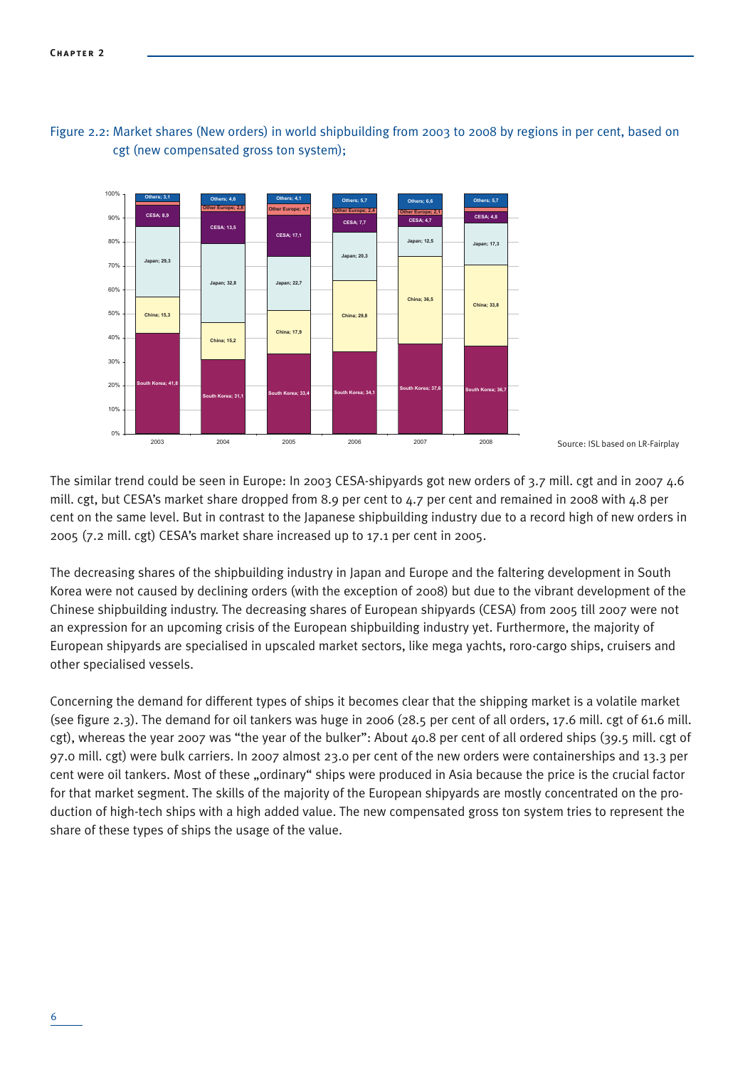Figure 2.2: Market shares (New orders) in world shipbuilding from 2003 to 2008 by regions in per cent, based on cgt (new compensated gross ton system);

Source: ISL based on LR-Fairplay

The similar trend could be seen in Europe: In 2003 CESA-shipyards got new orders of 3.7 mill. cgt and in 2007 4.6 mill. cgt, but CESA's market share dropped from 8.9 per cent to 4.7 per cent and remained in 2008 with 4.8 per cent on the same level. But in contrast to the Japanese shipbuilding industry due to a record high of new orders in 2005 (7.2 mill. cgt) CESA's market share increased up to 17.1 per cent in 2005.

The decreasing shares of the shipbuilding industry in Japan and Europe and the faltering development in South Korea were not caused by declining orders (with the exception of 2008) but due to the vibrant development of the Chinese shipbuilding industry. The decreasing shares of European shipyards (CESA) from 2005 till 2007 were not an expression for an upcoming crisis of the European shipbuilding industry yet. Furthermore, the majority of European shipyards are specialised in upscaled market sectors, like mega yachts, roro-cargo ships, cruisers and other specialised vessels.

Concerning the demand for different types of ships it becomes clear that the shipping market is a volatile market (see figure 2.3). The demand for oil tankers was huge in 2006 (28.5 per cent of all orders, 17.6 mill. cgt of 61.6 mill. cgt), whereas the year 2007 was "the year of the bulker": About 40.8 per cent of all ordered ships (39.5 mill. cgt of 97.0 mill. cgt) were bulk carriers. In 2007 almost 23.0 per cent of the new orders were containerships and 13.3 per cent were oil tankers. Most of these „ordinary" ships were produced in Asia because the price is the crucial factor for that market segment. The skills of the majority of the European shipyards are mostly concentrated on the production of high-tech ships with a high added value. The new compensated gross ton system tries to represent the share of these types of ships the usage of the value.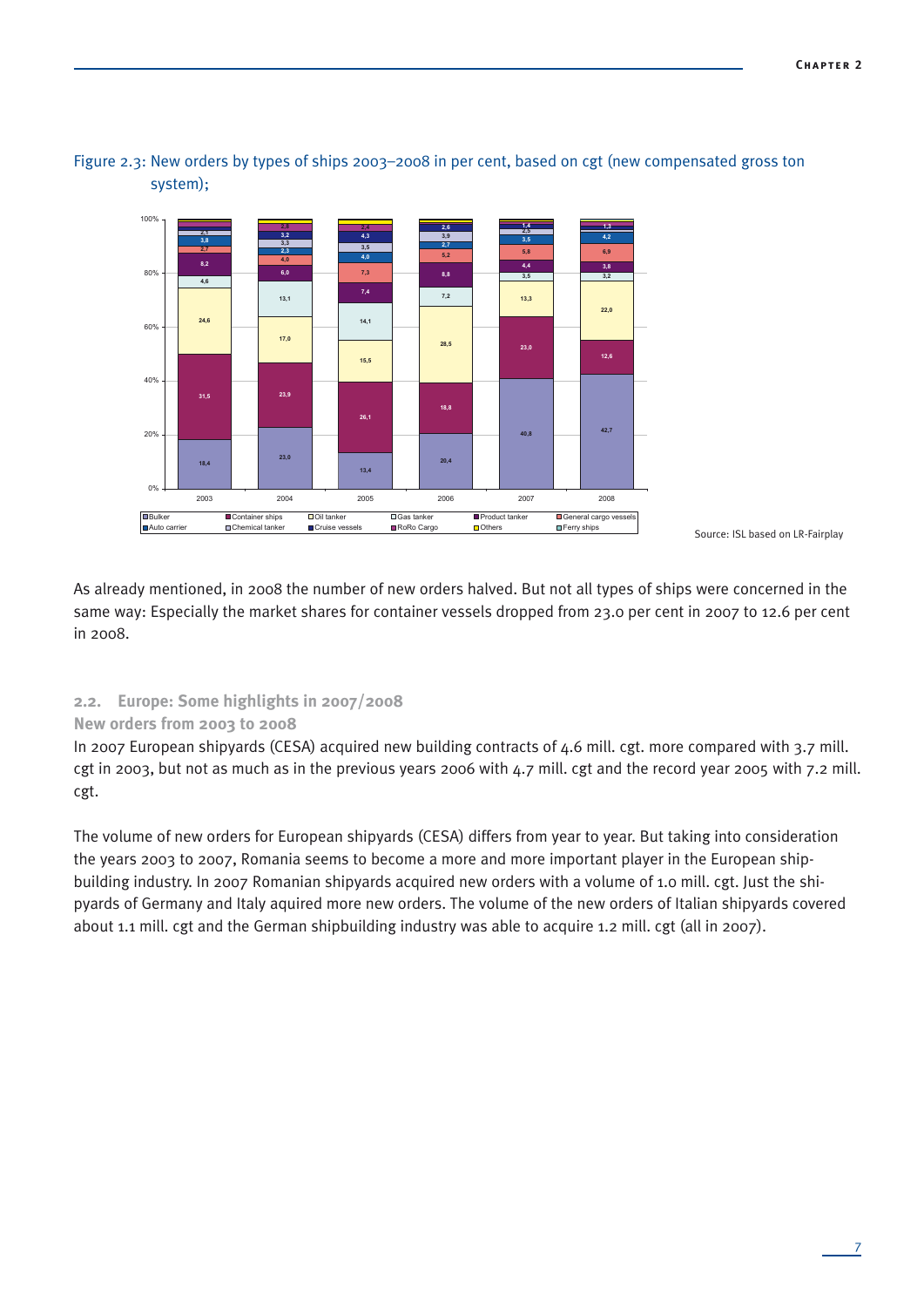Figure 2.3: New orders by types of ships 2003–2008 in per cent, based on cgt (new compensated gross ton system);

Source: ISL based on LR-Fairplay

As already mentioned, in 2008 the number of new orders halved. But not all types of ships were concerned in the same way: Especially the market shares for container vessels dropped from 23.0 per cent in 2007 to 12.6 per cent in 2008.

## 2.2. Europe: Some highlights in 2007/2008

### New orders from 2003 to 2008

In 2007 European shipyards (CESA) acquired new building contracts of 4.6 mill. cgt. more compared with 3.7 mill. cgt in 2003, but not as much as in the previous years 2006 with 4.7 mill. cgt and the record year 2005 with 7.2 mill. cgt.

The volume of new orders for European shipyards (CESA) differs from year to year. But taking into consideration the years 2003 to 2007, Romania seems to become a more and more important player in the European shipbuilding industry. In 2007 Romanian shipyards acquired new orders with a volume of 1.0 mill. cgt. Just the shipyards of Germany and Italy aquired more new orders. The volume of the new orders of Italian shipyards covered about 1.1 mill. cgt and the German shipbuilding industry was able to acquire 1.2 mill. cgt (all in 2007).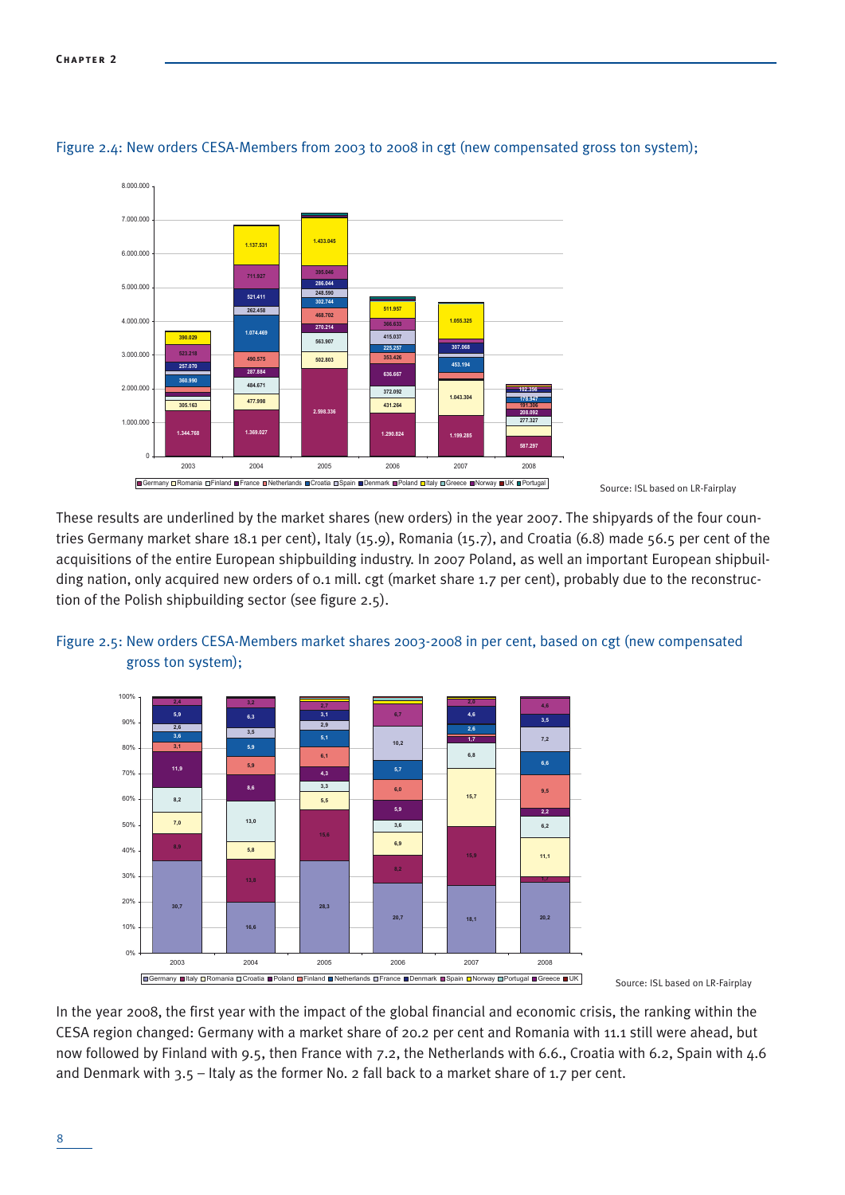Figure 2.4: New orders CESA-Members from 2003 to 2008 in cgt (new compensated gross ton system);

Source: ISL based on LR-Fairplay

These results are underlined by the market shares (new orders) in the year 2007. The shipyards of the four countries Germany market share 18.1 per cent), Italy (15.9), Romania (15.7), and Croatia (6.8) made 56.5 per cent of the acquisitions of the entire European shipbuilding industry. In 2007 Poland, as well an important European shipbuilding nation, only acquired new orders of 0.1 mill. cgt (market share 1.7 per cent), probably due to the reconstruction of the Polish shipbuilding sector (see figure 2.5).

Figure 2.5: New orders CESA-Members market shares 2003-2008 in per cent, based on cgt (new compensated gross ton system);

Source: ISL based on LR-Fairplay

In the year 2008, the first year with the impact of the global financial and economic crisis, the ranking within the CESA region changed: Germany with a market share of 20.2 per cent and Romania with 11.1 still were ahead, but now followed by Finland with 9.5, then France with 7.2, the Netherlands with 6.6., Croatia with 6.2, Spain with 4.6 and Denmark with 3.5 – Italy as the former No. 2 fall back to a market share of 1.7 per cent.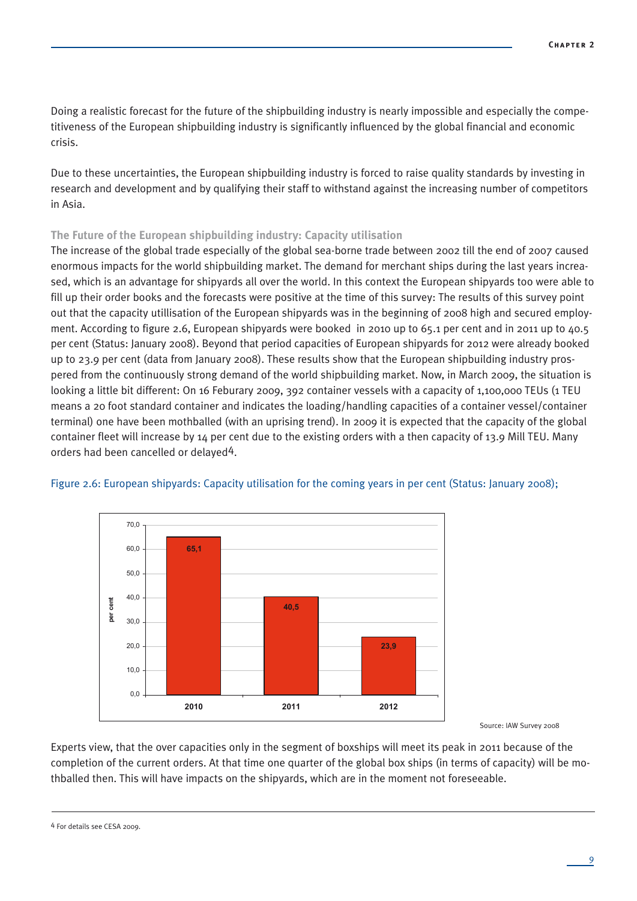Doing a realistic forecast for the future of the shipbuilding industry is nearly impossible and especially the competitiveness of the European shipbuilding industry is significantly influenced by the global financial and economic crisis.

Due to these uncertainties, the European shipbuilding industry is forced to raise quality standards by investing in research and development and by qualifying their staff to withstand against the increasing number of competitors in Asia.

### The Future of the European shipbuilding industry: Capacity utilisation

The increase of the global trade especially of the global sea-borne trade between 2002 till the end of 2007 caused enormous impacts for the world shipbuilding market. The demand for merchant ships during the last years increased, which is an advantage for shipyards all over the world. In this context the European shipyards too were able to fill up their order books and the forecasts were positive at the time of this survey: The results of this survey point out that the capacity utillisation of the European shipyards was in the beginning of 2008 high and secured employment. According to figure 2.6, European shipyards were booked in 2010 up to 65.1 per cent and in 2011 up to 40.5 per cent (Status: January 2008). Beyond that period capacities of European shipyards for 2012 were already booked up to 23.9 per cent (data from January 2008). These results show that the European shipbuilding industry prospered from the continuously strong demand of the world shipbuilding market. Now, in March 2009, the situation is looking a little bit different: On 16 Feburary 2009, 392 container vessels with a capacity of 1,100,000 TEUs (1 TEU means a 20 foot standard container and indicates the loading/handling capacities of a container vessel/container terminal) one have been mothballed (with an uprising trend). In 2009 it is expected that the capacity of the global container fleet will increase by 14 per cent due to the existing orders with a then capacity of 13.9 Mill TEU. Many orders had been cancelled or delayed[4].

Figure 2.6: European shipyards: Capacity utilisation for the coming years in per cent (Status: January 2008);

| Year | per cent |
|---|---|
| 2010 | 65,1 |
| 2011 | 40,5 |
| 2012 | 23,9 |

Source: IAW Survey 2008

Experts view, that the over capacities only in the segment of boxships will meet its peak in 2011 because of the completion of the current orders. At that time one quarter of the global box ships (in terms of capacity) will be mothballed then. This will have impacts on the shipyards, which are in the moment not foreseeable.

[4] For details see CESA 2009.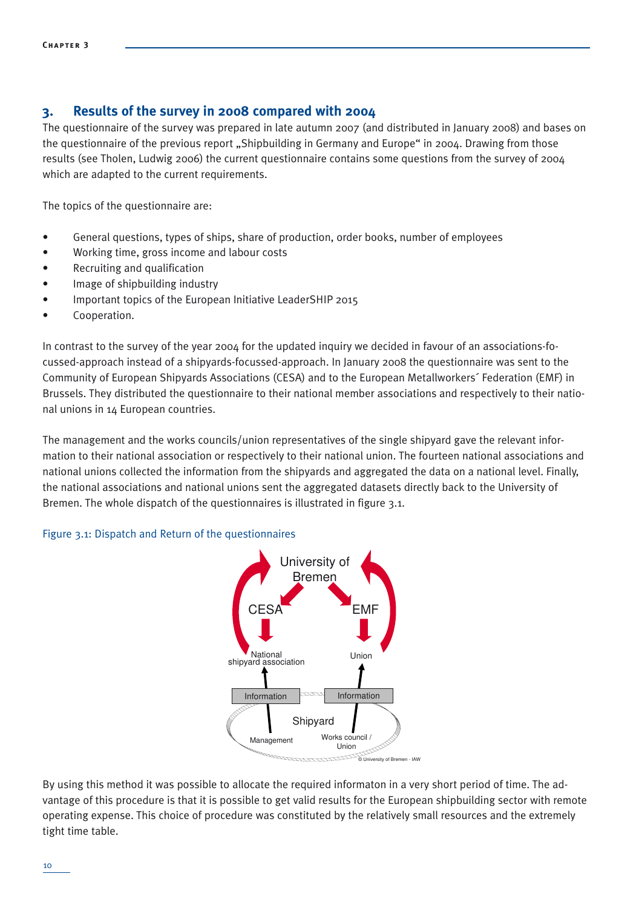## 3. Results of the survey in 2008 compared with 2004

The questionnaire of the survey was prepared in late autumn 2007 (and distributed in January 2008) and bases on the questionnaire of the previous report „Shipbuilding in Germany and Europe" in 2004. Drawing from those results (see Tholen, Ludwig 2006) the current questionnaire contains some questions from the survey of 2004 which are adapted to the current requirements.

The topics of the questionnaire are:

- General questions, types of ships, share of production, order books, number of employees
- Working time, gross income and labour costs
- Recruiting and qualification
- Image of shipbuilding industry
- Important topics of the European Initiative LeaderSHIP 2015
- Cooperation.

In contrast to the survey of the year 2004 for the updated inquiry we decided in favour of an associations-focussed-approach instead of a shipyards-focussed-approach. In January 2008 the questionnaire was sent to the Community of European Shipyards Associations (CESA) and to the European Metallworkers´ Federation (EMF) in Brussels. They distributed the questionnaire to their national member associations and respectively to their national unions in 14 European countries.

The management and the works councils/union representatives of the single shipyard gave the relevant information to their national association or respectively to their national union. The fourteen national associations and national unions collected the information from the shipyards and aggregated the data on a national level. Finally, the national associations and national unions sent the aggregated datasets directly back to the University of Bremen. The whole dispatch of the questionnaires is illustrated in figure 3.1.

Figure 3.1: Dispatch and Return of the questionnaires

University of Bremen

CESA — EMF

National shipyard association — Union

Information — Information

Shipyard

Management — Works council / Union

© University of Bremen - IAW

By using this method it was possible to allocate the required informaton in a very short period of time. The advantage of this procedure is that it is possible to get valid results for the European shipbuilding sector with remote operating expense. This choice of procedure was constituted by the relatively small resources and the extremely tight time table.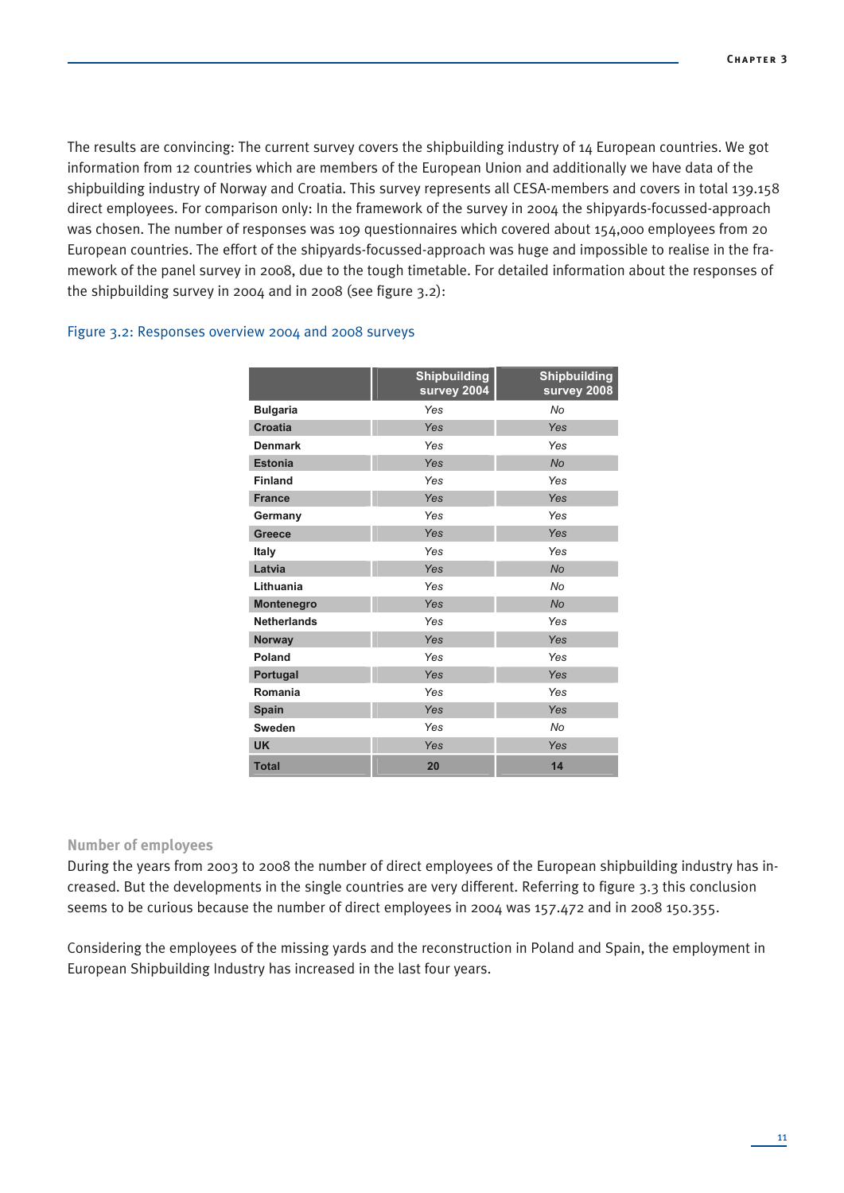The results are convincing: The current survey covers the shipbuilding industry of 14 European countries. We got information from 12 countries which are members of the European Union and additionally we have data of the shipbuilding industry of Norway and Croatia. This survey represents all CESA-members and covers in total 139.158 direct employees. For comparison only: In the framework of the survey in 2004 the shipyards-focussed-approach was chosen. The number of responses was 109 questionnaires which covered about 154,000 employees from 20 European countries. The effort of the shipyards-focussed-approach was huge and impossible to realise in the framework of the panel survey in 2008, due to the tough timetable. For detailed information about the responses of the shipbuilding survey in 2004 and in 2008 (see figure 3.2):

Figure 3.2: Responses overview 2004 and 2008 surveys

| | Shipbuilding survey 2004 | Shipbuilding survey 2008 |
|---|---|---|
| **Bulgaria** | *Yes* | *No* |
| **Croatia** | *Yes* | *Yes* |
| **Denmark** | *Yes* | *Yes* |
| **Estonia** | *Yes* | *No* |
| **Finland** | *Yes* | *Yes* |
| **France** | *Yes* | *Yes* |
| **Germany** | *Yes* | *Yes* |
| **Greece** | *Yes* | *Yes* |
| **Italy** | *Yes* | *Yes* |
| **Latvia** | *Yes* | *No* |
| **Lithuania** | *Yes* | *No* |
| **Montenegro** | *Yes* | *No* |
| **Netherlands** | *Yes* | *Yes* |
| **Norway** | *Yes* | *Yes* |
| **Poland** | *Yes* | *Yes* |
| **Portugal** | *Yes* | *Yes* |
| **Romania** | *Yes* | *Yes* |
| **Spain** | *Yes* | *Yes* |
| **Sweden** | *Yes* | *No* |
| **UK** | *Yes* | *Yes* |
| **Total** | **20** | **14** |

### Number of employees

During the years from 2003 to 2008 the number of direct employees of the European shipbuilding industry has increased. But the developments in the single countries are very different. Referring to figure 3.3 this conclusion seems to be curious because the number of direct employees in 2004 was 157.472 and in 2008 150.355.

Considering the employees of the missing yards and the reconstruction in Poland and Spain, the employment in European Shipbuilding Industry has increased in the last four years.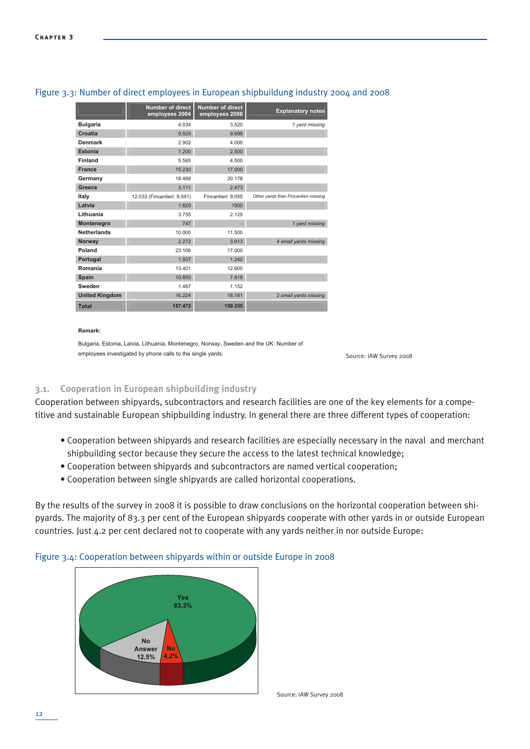Figure 3.3: Number of direct employees in European shipbuildung industry 2004 and 2008

| | Number of direct employees 2004 | Number of direct employees 2008 | Explanatory notes |
|---|---|---|---|
| Bulgaria | 4.034 | 3.520 | *1 yard missing* |
| Croatia | 9.529 | 9.698 | |
| Denmark | 2.902 | 4.000 | |
| Estonia | 1.200 | 2.500 | |
| Finland | 5.565 | 4.500 | |
| France | 15.230 | 17.000 | |
| Germany | 18.489 | 20.178 | |
| Greece | 3.111 | 2.473 | |
| Italy | 12.033 (Fincantieri: 9.041) | Fincantieri: 9.055 | *Other yards than Fincantieri missing* |
| Latvia | 1.620 | 1900 | |
| Lithuania | 3.755 | 2.125 | |
| Montenegro | 747 | - | *1 yard missing* |
| Netherlands | 10.000 | 11.500 | |
| Norway | 2.272 | 3.913 | *4 small yards missing* |
| Poland | 23.106 | 17.000 | |
| Portugal | 1.937 | 1.242 | |
| Romania | 13.401 | 12.600 | |
| Spain | 10.850 | 7.818 | |
| Sweden | 1.467 | 1.152 | |
| United Kingdom | 16.224 | 18.181 | *2 small yards missing* |
| **Total** | **157.472** | **150.355** | |

**Remark:**

Bulgaria, Estonia, Latvia, Lithuania, Montenegro, Norway, Sweden and the UK: Number of employees investigated by phone calls to the single yards.

Source: IAW Survey 2008

### 3.1. Cooperation in European shipbuilding industry

Cooperation between shipyards, subcontractors and research facilities are one of the key elements for a competitive and sustainable European shipbuilding industry. In general there are three different types of cooperation:

- Cooperation between shipyards and research facilities are especially necessary in the naval and merchant shipbuilding sector because they secure the access to the latest technical knowledge;
- Cooperation between shipyards and subcontractors are named vertical cooperation;
- Cooperation between single shipyards are called horizontal cooperations.

By the results of the survey in 2008 it is possible to draw conclusions on the horizontal cooperation between shipyards. The majority of 83.3 per cent of the European shipyards cooperate with other yards in or outside European countries. Just 4.2 per cent declared not to cooperate with any yards neither in nor outside Europe:

Figure 3.4: Cooperation between shipyards within or outside Europe in 2008

| Answer | Share |
|---|---|
| Yes | 83,3% |
| No Answer | 12,5% |
| No | 4,2% |

Source: IAW Survey 2008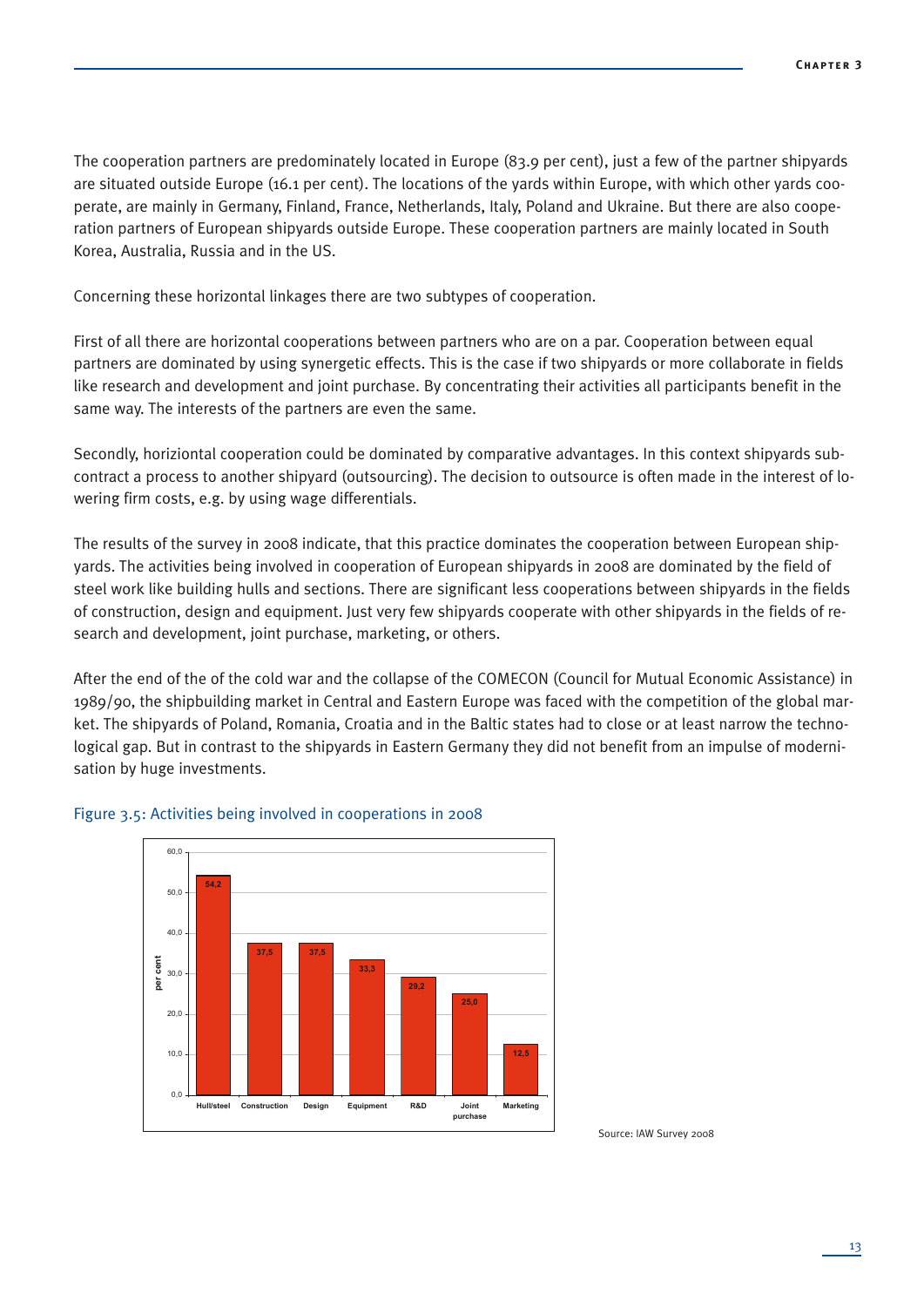The cooperation partners are predominately located in Europe (83.9 per cent), just a few of the partner shipyards are situated outside Europe (16.1 per cent). The locations of the yards within Europe, with which other yards cooperate, are mainly in Germany, Finland, France, Netherlands, Italy, Poland and Ukraine. But there are also cooperation partners of European shipyards outside Europe. These cooperation partners are mainly located in South Korea, Australia, Russia and in the US.

Concerning these horizontal linkages there are two subtypes of cooperation.

First of all there are horizontal cooperations between partners who are on a par. Cooperation between equal partners are dominated by using synergetic effects. This is the case if two shipyards or more collaborate in fields like research and development and joint purchase. By concentrating their activities all participants benefit in the same way. The interests of the partners are even the same.

Secondly, horiziontal cooperation could be dominated by comparative advantages. In this context shipyards subcontract a process to another shipyard (outsourcing). The decision to outsource is often made in the interest of lowering firm costs, e.g. by using wage differentials.

The results of the survey in 2008 indicate, that this practice dominates the cooperation between European shipyards. The activities being involved in cooperation of European shipyards in 2008 are dominated by the field of steel work like building hulls and sections. There are significant less cooperations between shipyards in the fields of construction, design and equipment. Just very few shipyards cooperate with other shipyards in the fields of research and development, joint purchase, marketing, or others.

After the end of the of the cold war and the collapse of the COMECON (Council for Mutual Economic Assistance) in 1989/90, the shipbuilding market in Central and Eastern Europe was faced with the competition of the global market. The shipyards of Poland, Romania, Croatia and in the Baltic states had to close or at least narrow the technological gap. But in contrast to the shipyards in Eastern Germany they did not benefit from an impulse of modernisation by huge investments.

Figure 3.5: Activities being involved in cooperations in 2008

| Activity | per cent |
|---|---|
| Hull/steel | 54,2 |
| Construction | 37,5 |
| Design | 37,5 |
| Equipment | 33,3 |
| R&D | 29,2 |
| Joint purchase | 25,0 |
| Marketing | 12,5 |

Source: IAW Survey 2008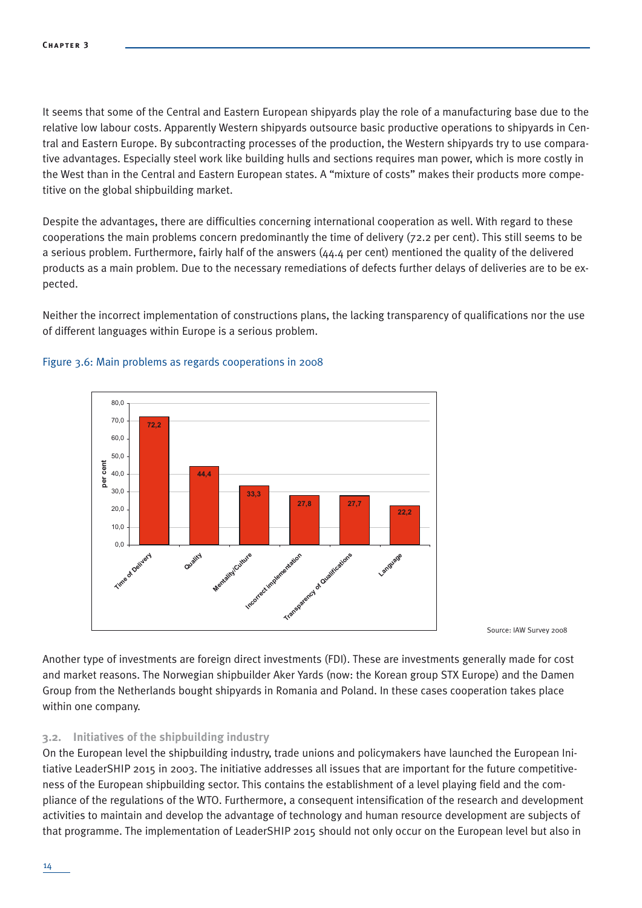It seems that some of the Central and Eastern European shipyards play the role of a manufacturing base due to the relative low labour costs. Apparently Western shipyards outsource basic productive operations to shipyards in Central and Eastern Europe. By subcontracting processes of the production, the Western shipyards try to use comparative advantages. Especially steel work like building hulls and sections requires man power, which is more costly in the West than in the Central and Eastern European states. A "mixture of costs" makes their products more competitive on the global shipbuilding market.

Despite the advantages, there are difficulties concerning international cooperation as well. With regard to these cooperations the main problems concern predominantly the time of delivery (72.2 per cent). This still seems to be a serious problem. Furthermore, fairly half of the answers (44.4 per cent) mentioned the quality of the delivered products as a main problem. Due to the necessary remediations of defects further delays of deliveries are to be expected.

Neither the incorrect implementation of constructions plans, the lacking transparency of qualifications nor the use of different languages within Europe is a serious problem.

Figure 3.6: Main problems as regards cooperations in 2008

| Problem | per cent |
|---|---|
| Time of Delivery | 72,2 |
| Quality | 44,4 |
| Mentality/Culture | 33,3 |
| Incorrect implementation | 27,8 |
| Transparency of Qualifications | 27,7 |
| Language | 22,2 |

Source: IAW Survey 2008

Another type of investments are foreign direct investments (FDI). These are investments generally made for cost and market reasons. The Norwegian shipbuilder Aker Yards (now: the Korean group STX Europe) and the Damen Group from the Netherlands bought shipyards in Romania and Poland. In these cases cooperation takes place within one company.

## 3.2. Initiatives of the shipbuilding industry

On the European level the shipbuilding industry, trade unions and policymakers have launched the European Initiative LeaderSHIP 2015 in 2003. The initiative addresses all issues that are important for the future competitiveness of the European shipbuilding sector. This contains the establishment of a level playing field and the compliance of the regulations of the WTO. Furthermore, a consequent intensification of the research and development activities to maintain and develop the advantage of technology and human resource development are subjects of that programme. The implementation of LeaderSHIP 2015 should not only occur on the European level but also in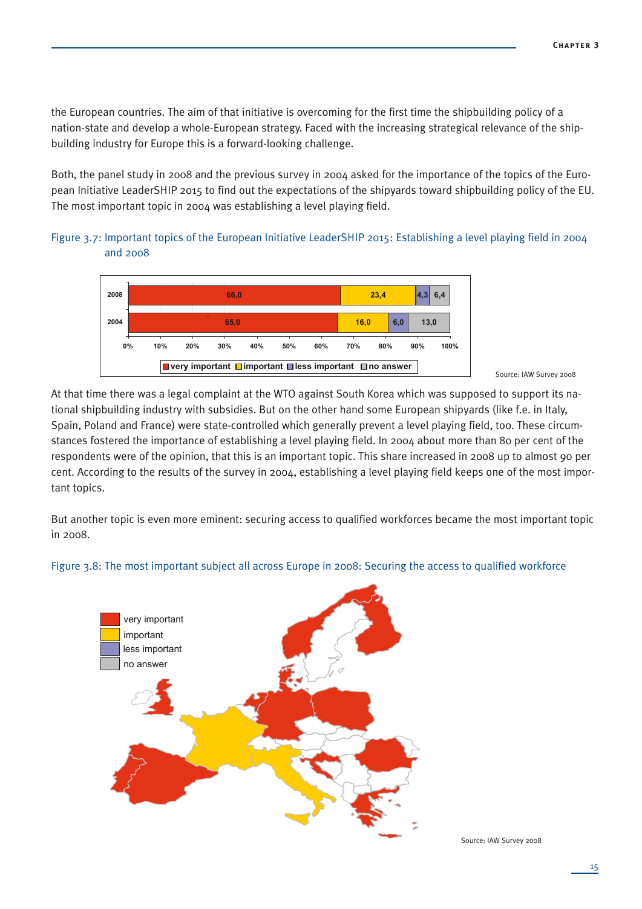the European countries. The aim of that initiative is overcoming for the first time the shipbuilding policy of a nation-state and develop a whole-European strategy. Faced with the increasing strategical relevance of the shipbuilding industry for Europe this is a forward-looking challenge.

Both, the panel study in 2008 and the previous survey in 2004 asked for the importance of the topics of the European Initiative LeaderSHIP 2015 to find out the expectations of the shipyards toward shipbuilding policy of the EU. The most important topic in 2004 was establishing a level playing field.

Figure 3.7: Important topics of the European Initiative LeaderSHIP 2015: Establishing a level playing field in 2004 and 2008

| | very important | important | less important | no answer |
|---|---|---|---|---|
| 2008 | 66,0 | 23,4 | 4,3 | 6,4 |
| 2004 | 65,0 | 16,0 | 6,0 | 13,0 |

Source: IAW Survey 2008

At that time there was a legal complaint at the WTO against South Korea which was supposed to support its national shipbuilding industry with subsidies. But on the other hand some European shipyards (like f.e. in Italy, Spain, Poland and France) were state-controlled which generally prevent a level playing field, too. These circumstances fostered the importance of establishing a level playing field. In 2004 about more than 80 per cent of the respondents were of the opinion, that this is an important topic. This share increased in 2008 up to almost 90 per cent. According to the results of the survey in 2004, establishing a level playing field keeps one of the most important topics.

But another topic is even more eminent: securing access to qualified workforces became the most important topic in 2008.

Figure 3.8: The most important subject all across Europe in 2008: Securing the access to qualified workforce

Legend: very important, important, less important, no answer

Source: IAW Survey 2008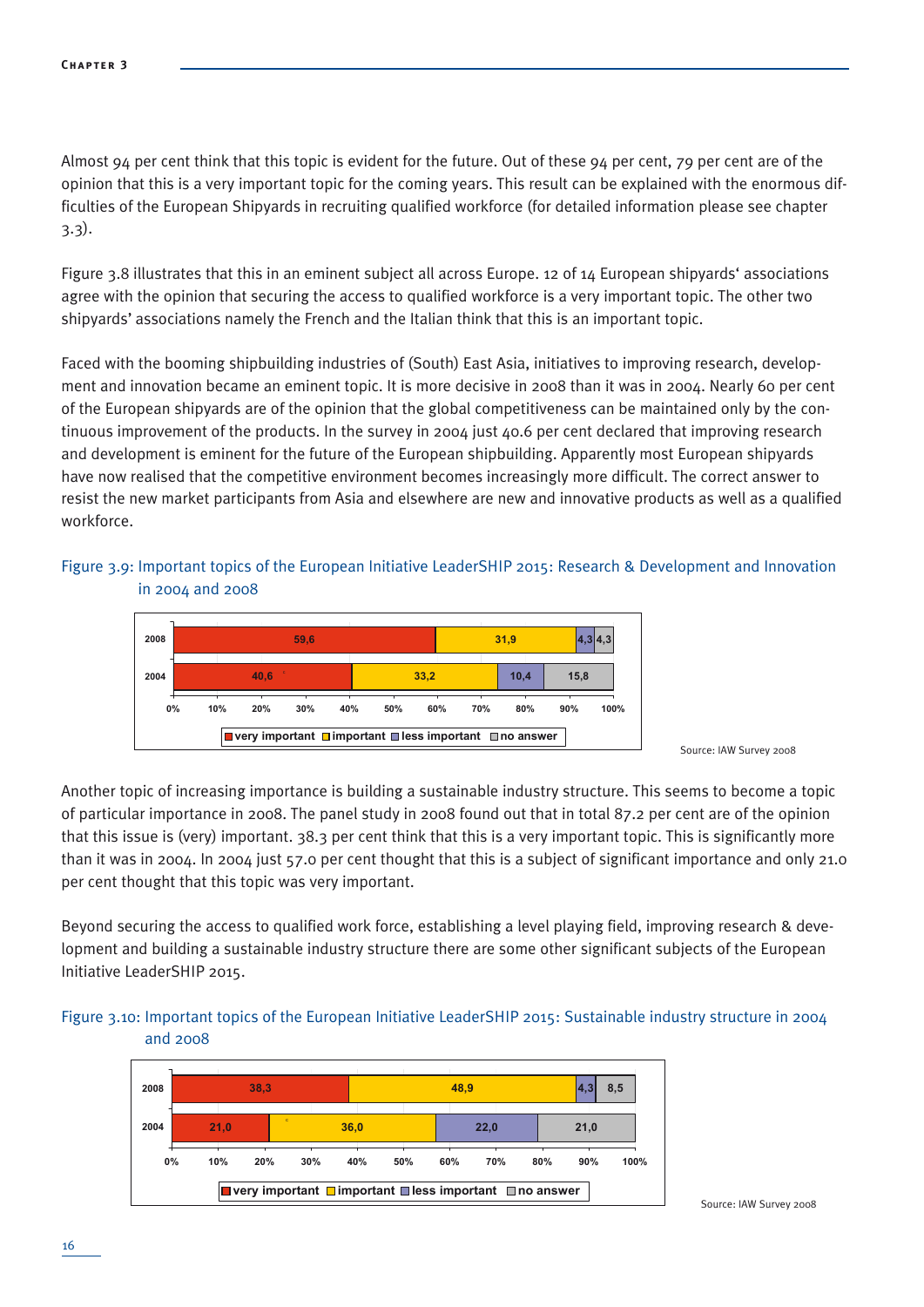Almost 94 per cent think that this topic is evident for the future. Out of these 94 per cent, 79 per cent are of the opinion that this is a very important topic for the coming years. This result can be explained with the enormous difficulties of the European Shipyards in recruiting qualified workforce (for detailed information please see chapter 3.3).

Figure 3.8 illustrates that this in an eminent subject all across Europe. 12 of 14 European shipyards' associations agree with the opinion that securing the access to qualified workforce is a very important topic. The other two shipyards' associations namely the French and the Italian think that this is an important topic.

Faced with the booming shipbuilding industries of (South) East Asia, initiatives to improving research, development and innovation became an eminent topic. It is more decisive in 2008 than it was in 2004. Nearly 60 per cent of the European shipyards are of the opinion that the global competitiveness can be maintained only by the continuous improvement of the products. In the survey in 2004 just 40.6 per cent declared that improving research and development is eminent for the future of the European shipbuilding. Apparently most European shipyards have now realised that the competitive environment becomes increasingly more difficult. The correct answer to resist the new market participants from Asia and elsewhere are new and innovative products as well as a qualified workforce.

Figure 3.9: Important topics of the European Initiative LeaderSHIP 2015: Research & Development and Innovation in 2004 and 2008

| | very important | important | less important | no answer |
|---|---|---|---|---|
| 2008 | 59,6 | 31,9 | 4,3 | 4,3 |
| 2004 | 40,6 | 33,2 | 10,4 | 15,8 |

Source: IAW Survey 2008

Another topic of increasing importance is building a sustainable industry structure. This seems to become a topic of particular importance in 2008. The panel study in 2008 found out that in total 87.2 per cent are of the opinion that this issue is (very) important. 38.3 per cent think that this is a very important topic. This is significantly more than it was in 2004. In 2004 just 57.0 per cent thought that this is a subject of significant importance and only 21.0 per cent thought that this topic was very important.

Beyond securing the access to qualified work force, establishing a level playing field, improving research & development and building a sustainable industry structure there are some other significant subjects of the European Initiative LeaderSHIP 2015.

Figure 3.10: Important topics of the European Initiative LeaderSHIP 2015: Sustainable industry structure in 2004 and 2008

| | very important | important | less important | no answer |
|---|---|---|---|---|
| 2008 | 38,3 | 48,9 | 4,3 | 8,5 |
| 2004 | 21,0 | 36,0 | 22,0 | 21,0 |

Source: IAW Survey 2008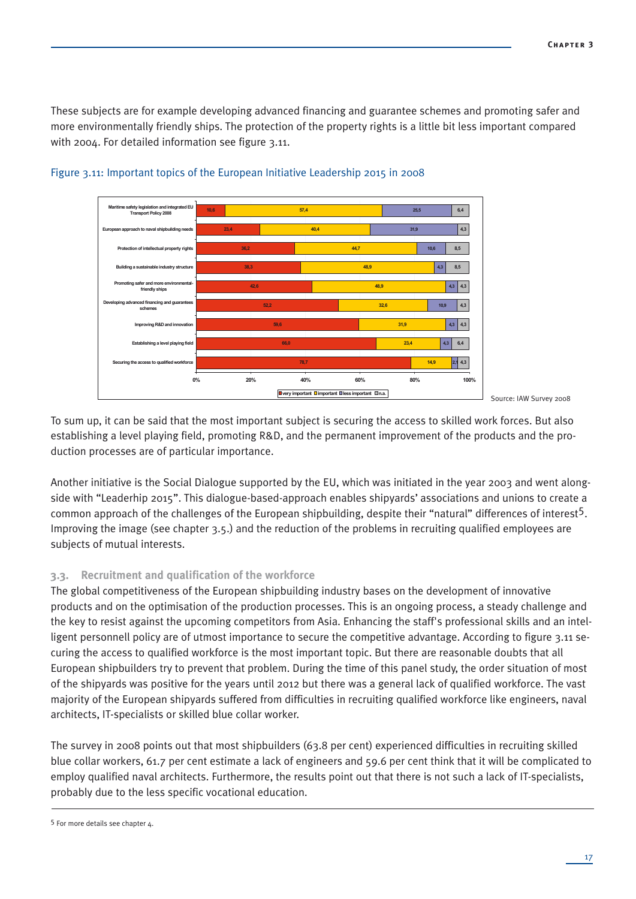These subjects are for example developing advanced financing and guarantee schemes and promoting safer and more environmentally friendly ships. The protection of the property rights is a little bit less important compared with 2004. For detailed information see figure 3.11.

Figure 3.11: Important topics of the European Initiative Leadership 2015 in 2008

| Topic | very important | important | less important | n.a. |
|---|---|---|---|---|
| Maritime safety legislation and integrated EU Transport Policy 2008 | 10,6 | 57,4 | 25,5 | 6,4 |
| European approach to naval shipbuilding needs | 23,4 | 40,4 | 31,9 | 4,3 |
| Protection of intellectual property rights | 36,2 | 44,7 | 10,6 | 8,5 |
| Building a sustainable industry structure | 38,3 | 48,9 | 4,3 | 8,5 |
| Promoting safer and more environmental-friendly ships | 42,6 | 48,9 | 4,3 | 4,3 |
| Developing advanced financing and guarantees schemes | 52,2 | 32,6 | 10,9 | 4,3 |
| Improving R&D and innovation | 59,6 | 31,9 | 4,3 | 4,3 |
| Establishing a level playing field | 66,0 | 23,4 | 4,3 | 6,4 |
| Securing the access to qualified workforce | 78,7 | 14,9 | 2,1 | 4,3 |

Source: IAW Survey 2008

To sum up, it can be said that the most important subject is securing the access to skilled work forces. But also establishing a level playing field, promoting R&D, and the permanent improvement of the products and the production processes are of particular importance.

Another initiative is the Social Dialogue supported by the EU, which was initiated in the year 2003 and went alongside with "Leaderhip 2015". This dialogue-based-approach enables shipyards' associations and unions to create a common approach of the challenges of the European shipbuilding, despite their "natural" differences of interest[5]. Improving the image (see chapter 3.5.) and the reduction of the problems in recruiting qualified employees are subjects of mutual interests.

### 3.3. Recruitment and qualification of the workforce

The global competitiveness of the European shipbuilding industry bases on the development of innovative products and on the optimisation of the production processes. This is an ongoing process, a steady challenge and the key to resist against the upcoming competitors from Asia. Enhancing the staff's professional skills and an intelligent personnell policy are of utmost importance to secure the competitive advantage. According to figure 3.11 securing the access to qualified workforce is the most important topic. But there are reasonable doubts that all European shipbuilders try to prevent that problem. During the time of this panel study, the order situation of most of the shipyards was positive for the years until 2012 but there was a general lack of qualified workforce. The vast majority of the European shipyards suffered from difficulties in recruiting qualified workforce like engineers, naval architects, IT-specialists or skilled blue collar worker.

The survey in 2008 points out that most shipbuilders (63.8 per cent) experienced difficulties in recruiting skilled blue collar workers, 61.7 per cent estimate a lack of engineers and 59.6 per cent think that it will be complicated to employ qualified naval architects. Furthermore, the results point out that there is not such a lack of IT-specialists, probably due to the less specific vocational education.

[5] For more details see chapter 4.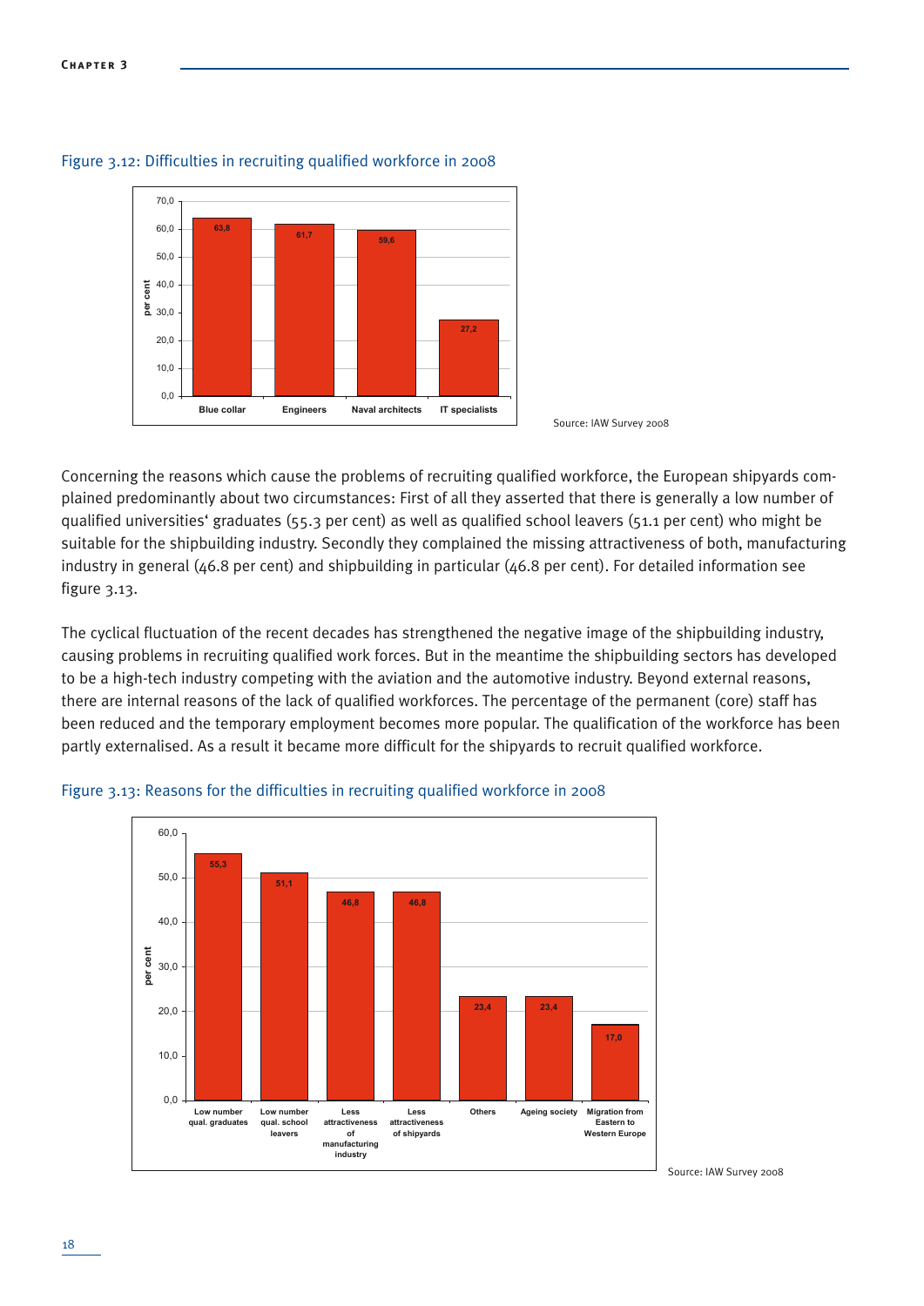Figure 3.12: Difficulties in recruiting qualified workforce in 2008

| | per cent |
|---|---|
| Blue collar | 63,8 |
| Engineers | 61,7 |
| Naval architects | 59,6 |
| IT specialists | 27,2 |

Source: IAW Survey 2008

Concerning the reasons which cause the problems of recruiting qualified workforce, the European shipyards complained predominantly about two circumstances: First of all they asserted that there is generally a low number of qualified universities' graduates (55.3 per cent) as well as qualified school leavers (51.1 per cent) who might be suitable for the shipbuilding industry. Secondly they complained the missing attractiveness of both, manufacturing industry in general (46.8 per cent) and shipbuilding in particular (46.8 per cent). For detailed information see figure 3.13.

The cyclical fluctuation of the recent decades has strengthened the negative image of the shipbuilding industry, causing problems in recruiting qualified work forces. But in the meantime the shipbuilding sectors has developed to be a high-tech industry competing with the aviation and the automotive industry. Beyond external reasons, there are internal reasons of the lack of qualified workforces. The percentage of the permanent (core) staff has been reduced and the temporary employment becomes more popular. The qualification of the workforce has been partly externalised. As a result it became more difficult for the shipyards to recruit qualified workforce.

Figure 3.13: Reasons for the difficulties in recruiting qualified workforce in 2008

| | per cent |
|---|---|
| Low number qual. graduates | 55,3 |
| Low number qual. school leavers | 51,1 |
| Less attractiveness of manufacturing industry | 46,8 |
| Less attractiveness of shipyards | 46,8 |
| Others | 23,4 |
| Ageing society | 23,4 |
| Migration from Eastern to Western Europe | 17,0 |

Source: IAW Survey 2008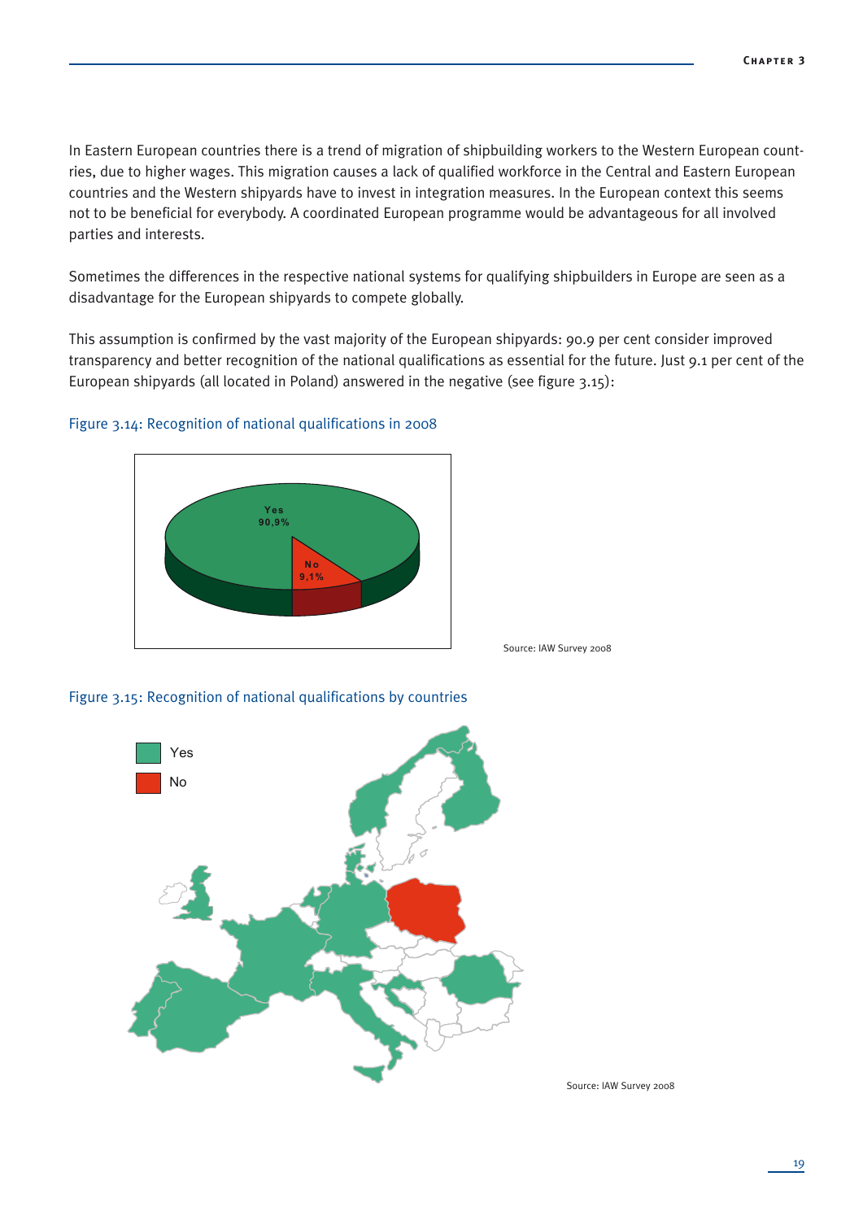In Eastern European countries there is a trend of migration of shipbuilding workers to the Western European countries, due to higher wages. This migration causes a lack of qualified workforce in the Central and Eastern European countries and the Western shipyards have to invest in integration measures. In the European context this seems not to be beneficial for everybody. A coordinated European programme would be advantageous for all involved parties and interests.

Sometimes the differences in the respective national systems for qualifying shipbuilders in Europe are seen as a disadvantage for the European shipyards to compete globally.

This assumption is confirmed by the vast majority of the European shipyards: 90.9 per cent consider improved transparency and better recognition of the national qualifications as essential for the future. Just 9.1 per cent of the European shipyards (all located in Poland) answered in the negative (see figure 3.15):

Figure 3.14: Recognition of national qualifications in 2008

Yes 90,9%

No 9,1%

Source: IAW Survey 2008

Figure 3.15: Recognition of national qualifications by countries

Yes

No

Source: IAW Survey 2008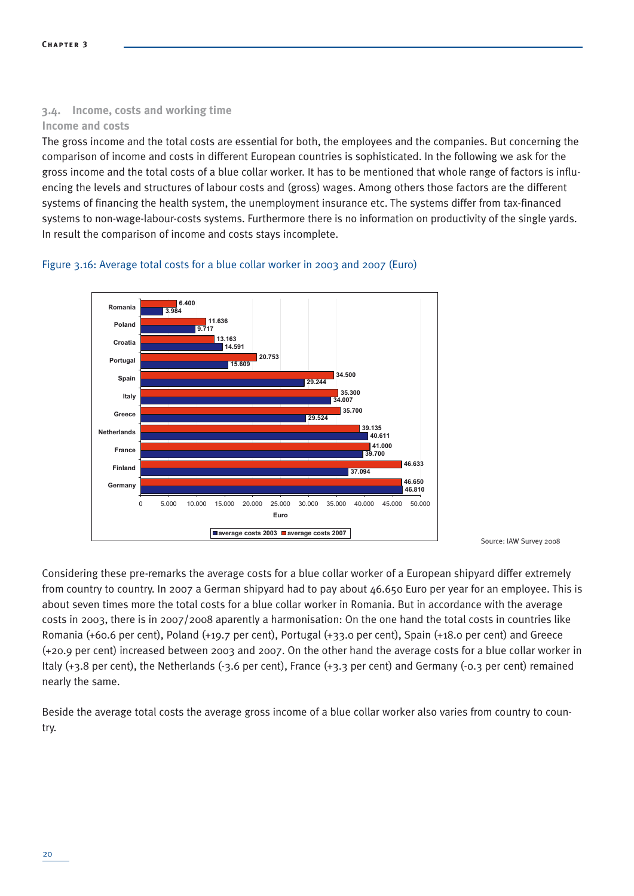### 3.4. Income, costs and working time

#### Income and costs

The gross income and the total costs are essential for both, the employees and the companies. But concerning the comparison of income and costs in different European countries is sophisticated. In the following we ask for the gross income and the total costs of a blue collar worker. It has to be mentioned that whole range of factors is influencing the levels and structures of labour costs and (gross) wages. Among others those factors are the different systems of financing the health system, the unemployment insurance etc. The systems differ from tax-financed systems to non-wage-labour-costs systems. Furthermore there is no information on productivity of the single yards. In result the comparison of income and costs stays incomplete.

Figure 3.16: Average total costs for a blue collar worker in 2003 and 2007 (Euro)

| Country | average costs 2003 | average costs 2007 |
|---|---|---|
| Romania | 3.984 | 6.400 |
| Poland | 9.717 | 11.636 |
| Croatia | 14.591 | 13.163 |
| Portugal | 15.609 | 20.753 |
| Spain | 29.244 | 34.500 |
| Italy | 34.007 | 35.300 |
| Greece | 29.524 | 35.700 |
| Netherlands | 40.611 | 39.135 |
| France | 39.700 | 41.000 |
| Finland | 37.094 | 46.633 |
| Germany | 46.810 | 46.650 |

Source: IAW Survey 2008

Considering these pre-remarks the average costs for a blue collar worker of a European shipyard differ extremely from country to country. In 2007 a German shipyard had to pay about 46.650 Euro per year for an employee. This is about seven times more the total costs for a blue collar worker in Romania. But in accordance with the average costs in 2003, there is in 2007/2008 apparently a harmonisation: On the one hand the total costs in countries like Romania (+60.6 per cent), Poland (+19.7 per cent), Portugal (+33.0 per cent), Spain (+18.0 per cent) and Greece (+20.9 per cent) increased between 2003 and 2007. On the other hand the average costs for a blue collar worker in Italy (+3.8 per cent), the Netherlands (-3.6 per cent), France (+3.3 per cent) and Germany (-0.3 per cent) remained nearly the same.

Beside the average total costs the average gross income of a blue collar worker also varies from country to country.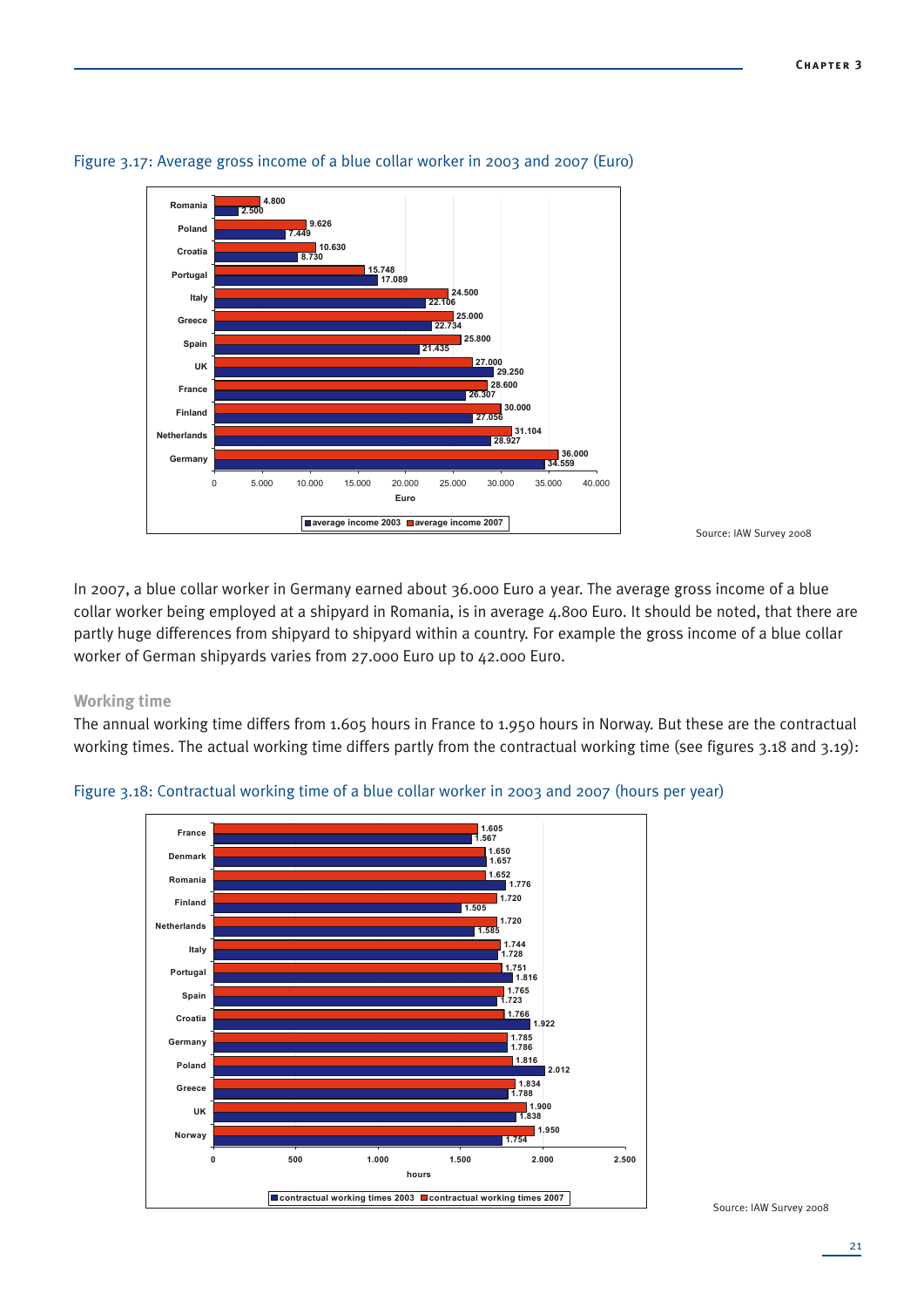Figure 3.17: Average gross income of a blue collar worker in 2003 and 2007 (Euro)

| Country | average income 2003 | average income 2007 |
|---|---|---|
| Romania | 2.500 | 4.800 |
| Poland | 7.449 | 9.626 |
| Croatia | 8.730 | 10.630 |
| Portugal | 17.089 | 15.748 |
| Italy | 22.106 | 24.500 |
| Greece | 22.734 | 25.000 |
| Spain | 21.435 | 25.800 |
| UK | 29.250 | 27.000 |
| France | 26.307 | 28.600 |
| Finland | 27.056 | 30.000 |
| Netherlands | 28.927 | 31.104 |
| Germany | 34.559 | 36.000 |

Source: IAW Survey 2008

In 2007, a blue collar worker in Germany earned about 36.000 Euro a year. The average gross income of a blue collar worker being employed at a shipyard in Romania, is in average 4.800 Euro. It should be noted, that there are partly huge differences from shipyard to shipyard within a country. For example the gross income of a blue collar worker of German shipyards varies from 27.000 Euro up to 42.000 Euro.

### Working time

The annual working time differs from 1.605 hours in France to 1.950 hours in Norway. But these are the contractual working times. The actual working time differs partly from the contractual working time (see figures 3.18 and 3.19):

Figure 3.18: Contractual working time of a blue collar worker in 2003 and 2007 (hours per year)

| Country | contractual working times 2003 | contractual working times 2007 |
|---|---|---|
| France | 1.567 | 1.605 |
| Denmark | 1.657 | 1.650 |
| Romania | 1.776 | 1.652 |
| Finland | 1.505 | 1.720 |
| Netherlands | 1.585 | 1.720 |
| Italy | 1.728 | 1.744 |
| Portugal | 1.816 | 1.751 |
| Spain | 1.723 | 1.765 |
| Croatia | 1.922 | 1.766 |
| Germany | 1.786 | 1.785 |
| Poland | 2.012 | 1.816 |
| Greece | 1.788 | 1.834 |
| UK | 1.838 | 1.900 |
| Norway | 1.754 | 1.950 |

Source: IAW Survey 2008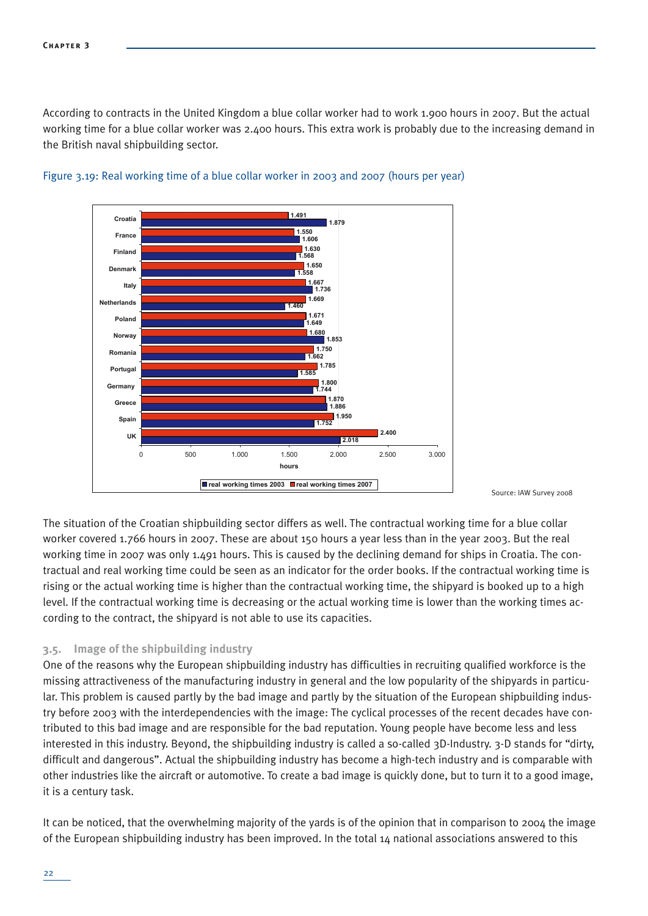According to contracts in the United Kingdom a blue collar worker had to work 1.900 hours in 2007. But the actual working time for a blue collar worker was 2.400 hours. This extra work is probably due to the increasing demand in the British naval shipbuilding sector.

Figure 3.19: Real working time of a blue collar worker in 2003 and 2007 (hours per year)

| Country | real working times 2003 | real working times 2007 |
|---|---|---|
| Croatia | 1.879 | 1.491 |
| France | 1.606 | 1.550 |
| Finland | 1.568 | 1.630 |
| Denmark | 1.558 | 1.650 |
| Italy | 1.736 | 1.667 |
| Netherlands | 1.460 | 1.669 |
| Poland | 1.649 | 1.671 |
| Norway | 1.853 | 1.680 |
| Romania | 1.662 | 1.750 |
| Portugal | 1.585 | 1.785 |
| Germany | 1.744 | 1.800 |
| Greece | 1.886 | 1.870 |
| Spain | 1.752 | 1.950 |
| UK | 2.018 | 2.400 |

Source: IAW Survey 2008

The situation of the Croatian shipbuilding sector differs as well. The contractual working time for a blue collar worker covered 1.766 hours in 2007. These are about 150 hours a year less than in the year 2003. But the real working time in 2007 was only 1.491 hours. This is caused by the declining demand for ships in Croatia. The contractual and real working time could be seen as an indicator for the order books. If the contractual working time is rising or the actual working time is higher than the contractual working time, the shipyard is booked up to a high level. If the contractual working time is decreasing or the actual working time is lower than the working times according to the contract, the shipyard is not able to use its capacities.

### 3.5. Image of the shipbuilding industry

One of the reasons why the European shipbuilding industry has difficulties in recruiting qualified workforce is the missing attractiveness of the manufacturing industry in general and the low popularity of the shipyards in particular. This problem is caused partly by the bad image and partly by the situation of the European shipbuilding industry before 2003 with the interdependencies with the image: The cyclical processes of the recent decades have contributed to this bad image and are responsible for the bad reputation. Young people have become less and less interested in this industry. Beyond, the shipbuilding industry is called a so-called 3D-Industry. 3-D stands for "dirty, difficult and dangerous". Actual the shipbuilding industry has become a high-tech industry and is comparable with other industries like the aircraft or automotive. To create a bad image is quickly done, but to turn it to a good image, it is a century task.

It can be noticed, that the overwhelming majority of the yards is of the opinion that in comparison to 2004 the image of the European shipbuilding industry has been improved. In the total 14 national associations answered to this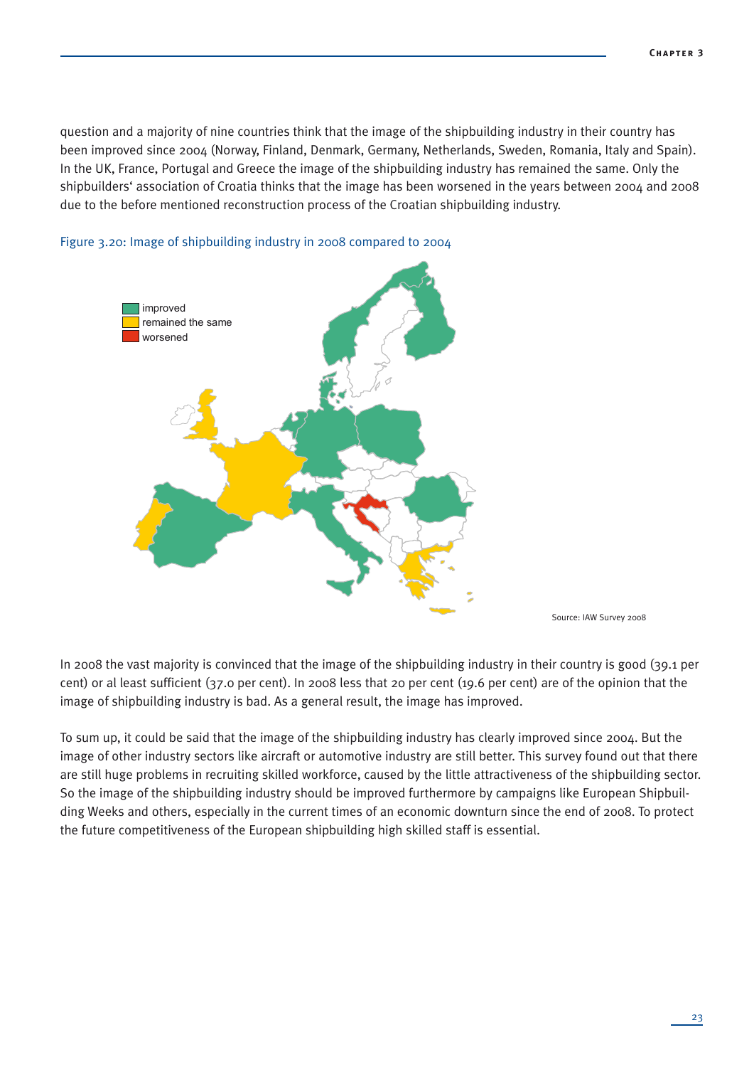question and a majority of nine countries think that the image of the shipbuilding industry in their country has been improved since 2004 (Norway, Finland, Denmark, Germany, Netherlands, Sweden, Romania, Italy and Spain). In the UK, France, Portugal and Greece the image of the shipbuilding industry has remained the same. Only the shipbuilders' association of Croatia thinks that the image has been worsened in the years between 2004 and 2008 due to the before mentioned reconstruction process of the Croatian shipbuilding industry.

Figure 3.20: Image of shipbuilding industry in 2008 compared to 2004

improved
remained the same
worsened

Source: IAW Survey 2008

In 2008 the vast majority is convinced that the image of the shipbuilding industry in their country is good (39.1 per cent) or al least sufficient (37.0 per cent). In 2008 less that 20 per cent (19.6 per cent) are of the opinion that the image of shipbuilding industry is bad. As a general result, the image has improved.

To sum up, it could be said that the image of the shipbuilding industry has clearly improved since 2004. But the image of other industry sectors like aircraft or automotive industry are still better. This survey found out that there are still huge problems in recruiting skilled workforce, caused by the little attractiveness of the shipbuilding sector. So the image of the shipbuilding industry should be improved furthermore by campaigns like European Shipbuilding Weeks and others, especially in the current times of an economic downturn since the end of 2008. To protect the future competitiveness of the European shipbuilding high skilled staff is essential.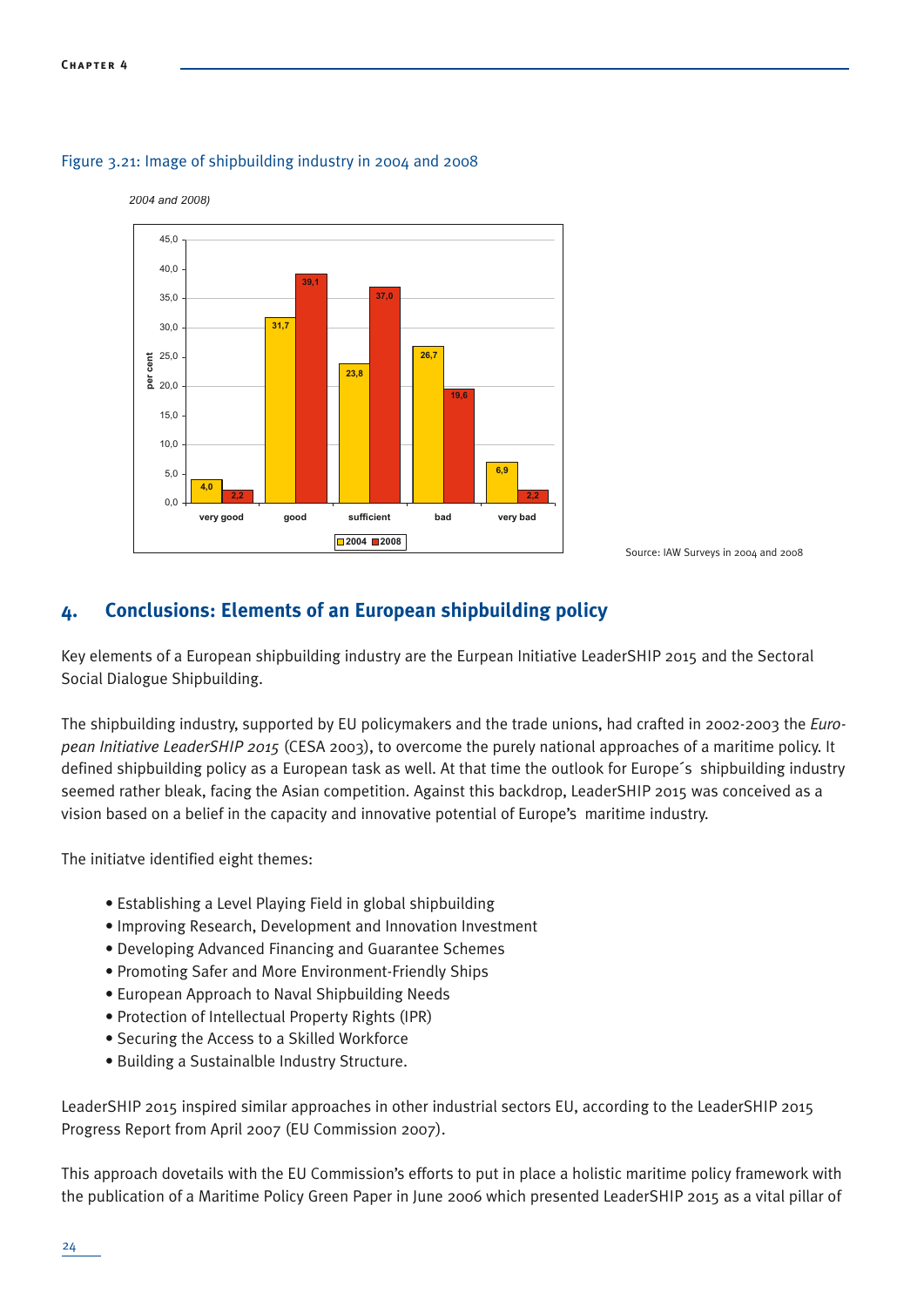Figure 3.21: Image of shipbuilding industry in 2004 and 2008

*2004 and 2008)*

| | very good | good | sufficient | bad | very bad |
|---|---|---|---|---|---|
| 2004 | 4,0 | 31,7 | 23,8 | 26,7 | 6,9 |
| 2008 | 2,2 | 39,1 | 37,0 | 19,6 | 2,2 |

Source: IAW Surveys in 2004 and 2008

## 4. Conclusions: Elements of an European shipbuilding policy

Key elements of a European shipbuilding industry are the Eurpean Initiative LeaderSHIP 2015 and the Sectoral Social Dialogue Shipbuilding.

The shipbuilding industry, supported by EU policymakers and the trade unions, had crafted in 2002-2003 the *European Initiative LeaderSHIP 2015* (CESA 2003), to overcome the purely national approaches of a maritime policy. It defined shipbuilding policy as a European task as well. At that time the outlook for Europe´s shipbuilding industry seemed rather bleak, facing the Asian competition. Against this backdrop, LeaderSHIP 2015 was conceived as a vision based on a belief in the capacity and innovative potential of Europe's maritime industry.

The initiatve identified eight themes:

- Establishing a Level Playing Field in global shipbuilding
- Improving Research, Development and Innovation Investment
- Developing Advanced Financing and Guarantee Schemes
- Promoting Safer and More Environment-Friendly Ships
- European Approach to Naval Shipbuilding Needs
- Protection of Intellectual Property Rights (IPR)
- Securing the Access to a Skilled Workforce
- Building a Sustainalble Industry Structure.

LeaderSHIP 2015 inspired similar approaches in other industrial sectors EU, according to the LeaderSHIP 2015 Progress Report from April 2007 (EU Commission 2007).

This approach dovetails with the EU Commission's efforts to put in place a holistic maritime policy framework with the publication of a Maritime Policy Green Paper in June 2006 which presented LeaderSHIP 2015 as a vital pillar of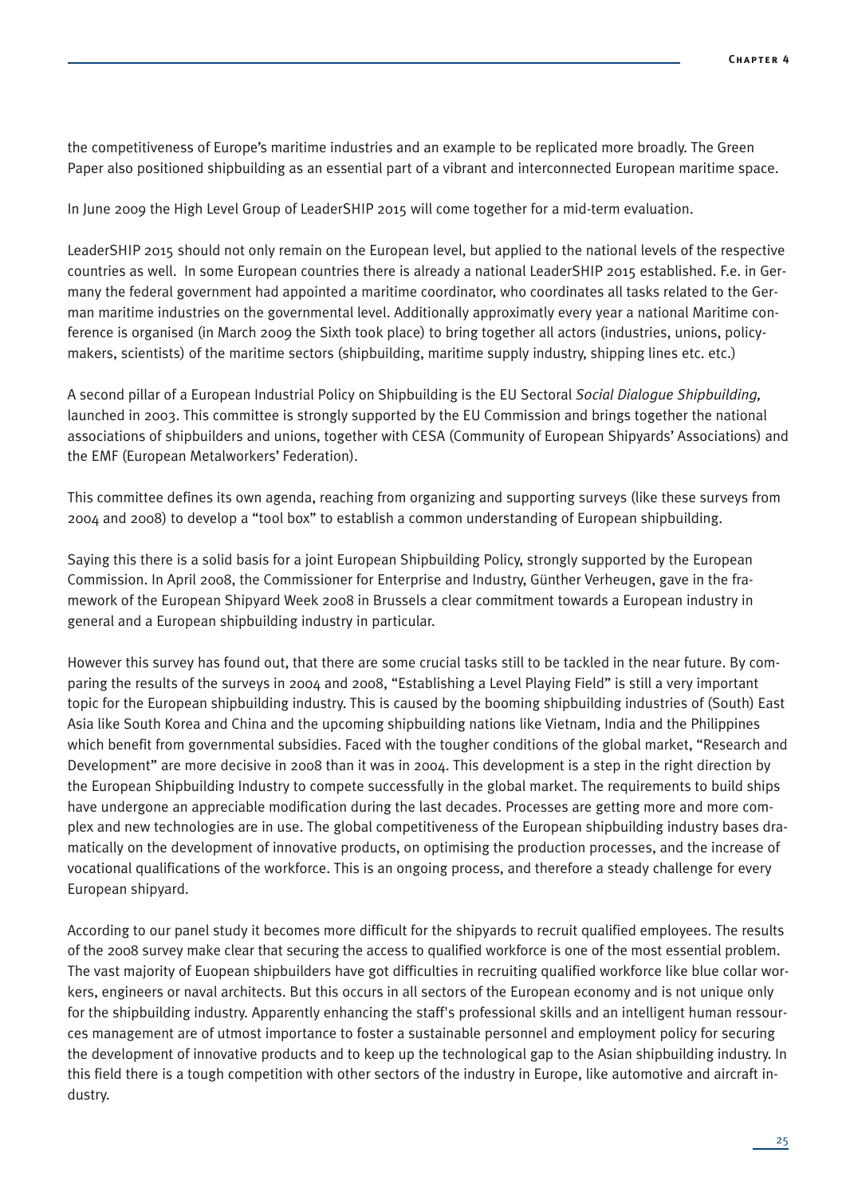the competitiveness of Europe's maritime industries and an example to be replicated more broadly. The Green Paper also positioned shipbuilding as an essential part of a vibrant and interconnected European maritime space.

In June 2009 the High Level Group of LeaderSHIP 2015 will come together for a mid-term evaluation.

LeaderSHIP 2015 should not only remain on the European level, but applied to the national levels of the respective countries as well. In some European countries there is already a national LeaderSHIP 2015 established. F.e. in Germany the federal government had appointed a maritime coordinator, who coordinates all tasks related to the German maritime industries on the governmental level. Additionally approximatly every year a national Maritime conference is organised (in March 2009 the Sixth took place) to bring together all actors (industries, unions, policy-makers, scientists) of the maritime sectors (shipbuilding, maritime supply industry, shipping lines etc. etc.)

A second pillar of a European Industrial Policy on Shipbuilding is the EU Sectoral *Social Dialogue Shipbuilding,* launched in 2003. This committee is strongly supported by the EU Commission and brings together the national associations of shipbuilders and unions, together with CESA (Community of European Shipyards' Associations) and the EMF (European Metalworkers' Federation).

This committee defines its own agenda, reaching from organizing and supporting surveys (like these surveys from 2004 and 2008) to develop a "tool box" to establish a common understanding of European shipbuilding.

Saying this there is a solid basis for a joint European Shipbuilding Policy, strongly supported by the European Commission. In April 2008, the Commissioner for Enterprise and Industry, Günther Verheugen, gave in the framework of the European Shipyard Week 2008 in Brussels a clear commitment towards a European industry in general and a European shipbuilding industry in particular.

However this survey has found out, that there are some crucial tasks still to be tackled in the near future. By comparing the results of the surveys in 2004 and 2008, "Establishing a Level Playing Field" is still a very important topic for the European shipbuilding industry. This is caused by the booming shipbuilding industries of (South) East Asia like South Korea and China and the upcoming shipbuilding nations like Vietnam, India and the Philippines which benefit from governmental subsidies. Faced with the tougher conditions of the global market, "Research and Development" are more decisive in 2008 than it was in 2004. This development is a step in the right direction by the European Shipbuilding Industry to compete successfully in the global market. The requirements to build ships have undergone an appreciable modification during the last decades. Processes are getting more and more complex and new technologies are in use. The global competitiveness of the European shipbuilding industry bases dramatically on the development of innovative products, on optimising the production processes, and the increase of vocational qualifications of the workforce. This is an ongoing process, and therefore a steady challenge for every European shipyard.

According to our panel study it becomes more difficult for the shipyards to recruit qualified employees. The results of the 2008 survey make clear that securing the access to qualified workforce is one of the most essential problem. The vast majority of Euopean shipbuilders have got difficulties in recruiting qualified workforce like blue collar workers, engineers or naval architects. But this occurs in all sectors of the European economy and is not unique only for the shipbuilding industry. Apparently enhancing the staff's professional skills and an intelligent human ressources management are of utmost importance to foster a sustainable personnel and employment policy for securing the development of innovative products and to keep up the technological gap to the Asian shipbuilding industry. In this field there is a tough competition with other sectors of the industry in Europe, like automotive and aircraft industry.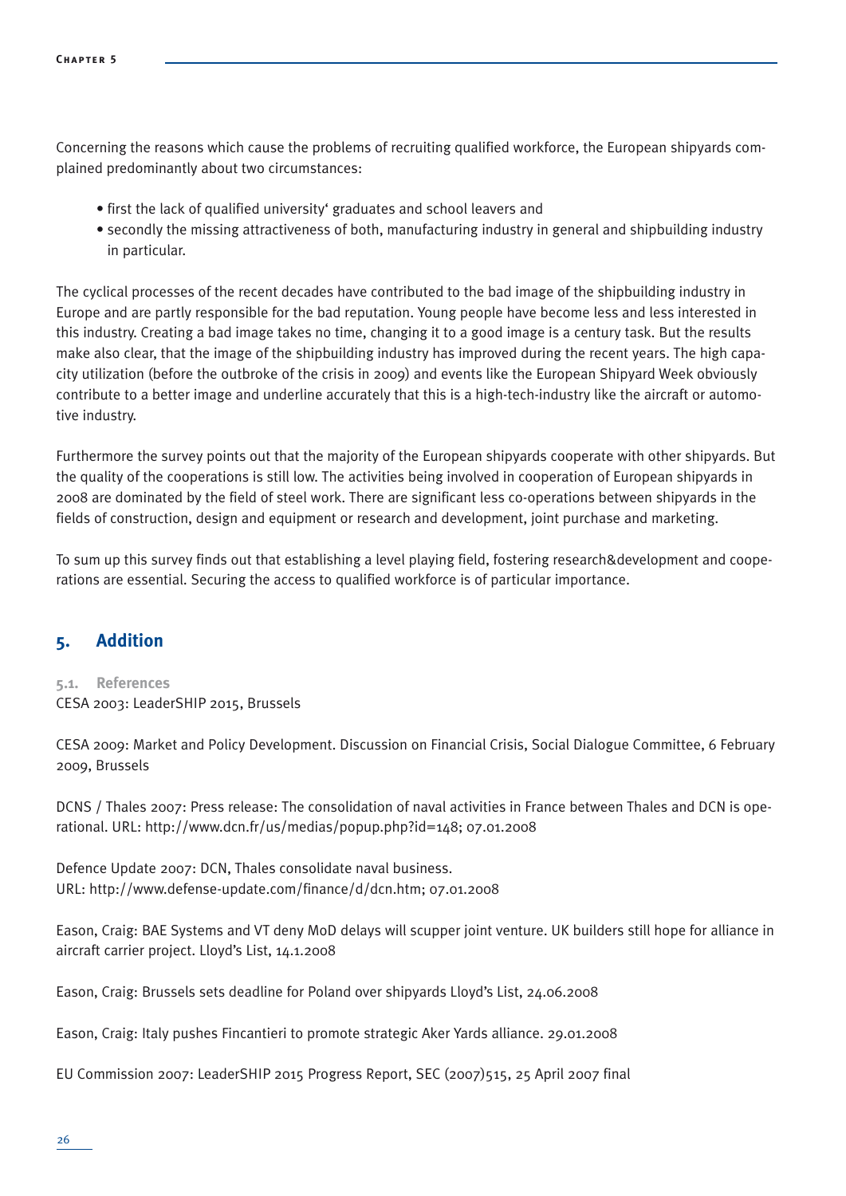Concerning the reasons which cause the problems of recruiting qualified workforce, the European shipyards complained predominantly about two circumstances:

- first the lack of qualified university' graduates and school leavers and
- secondly the missing attractiveness of both, manufacturing industry in general and shipbuilding industry in particular.

The cyclical processes of the recent decades have contributed to the bad image of the shipbuilding industry in Europe and are partly responsible for the bad reputation. Young people have become less and less interested in this industry. Creating a bad image takes no time, changing it to a good image is a century task. But the results make also clear, that the image of the shipbuilding industry has improved during the recent years. The high capacity utilization (before the outbroke of the crisis in 2009) and events like the European Shipyard Week obviously contribute to a better image and underline accurately that this is a high-tech-industry like the aircraft or automotive industry.

Furthermore the survey points out that the majority of the European shipyards cooperate with other shipyards. But the quality of the cooperations is still low. The activities being involved in cooperation of European shipyards in 2008 are dominated by the field of steel work. There are significant less co-operations between shipyards in the fields of construction, design and equipment or research and development, joint purchase and marketing.

To sum up this survey finds out that establishing a level playing field, fostering research&development and cooperations are essential. Securing the access to qualified workforce is of particular importance.

## 5. Addition

### 5.1. References

CESA 2003: LeaderSHIP 2015, Brussels

CESA 2009: Market and Policy Development. Discussion on Financial Crisis, Social Dialogue Committee, 6 February 2009, Brussels

DCNS / Thales 2007: Press release: The consolidation of naval activities in France between Thales and DCN is operational. URL: http://www.dcn.fr/us/medias/popup.php?id=148; 07.01.2008

Defence Update 2007: DCN, Thales consolidate naval business.
URL: http://www.defense-update.com/finance/d/dcn.htm; 07.01.2008

Eason, Craig: BAE Systems and VT deny MoD delays will scupper joint venture. UK builders still hope for alliance in aircraft carrier project. Lloyd's List, 14.1.2008

Eason, Craig: Brussels sets deadline for Poland over shipyards Lloyd's List, 24.06.2008

Eason, Craig: Italy pushes Fincantieri to promote strategic Aker Yards alliance. 29.01.2008

EU Commission 2007: LeaderSHIP 2015 Progress Report, SEC (2007)515, 25 April 2007 final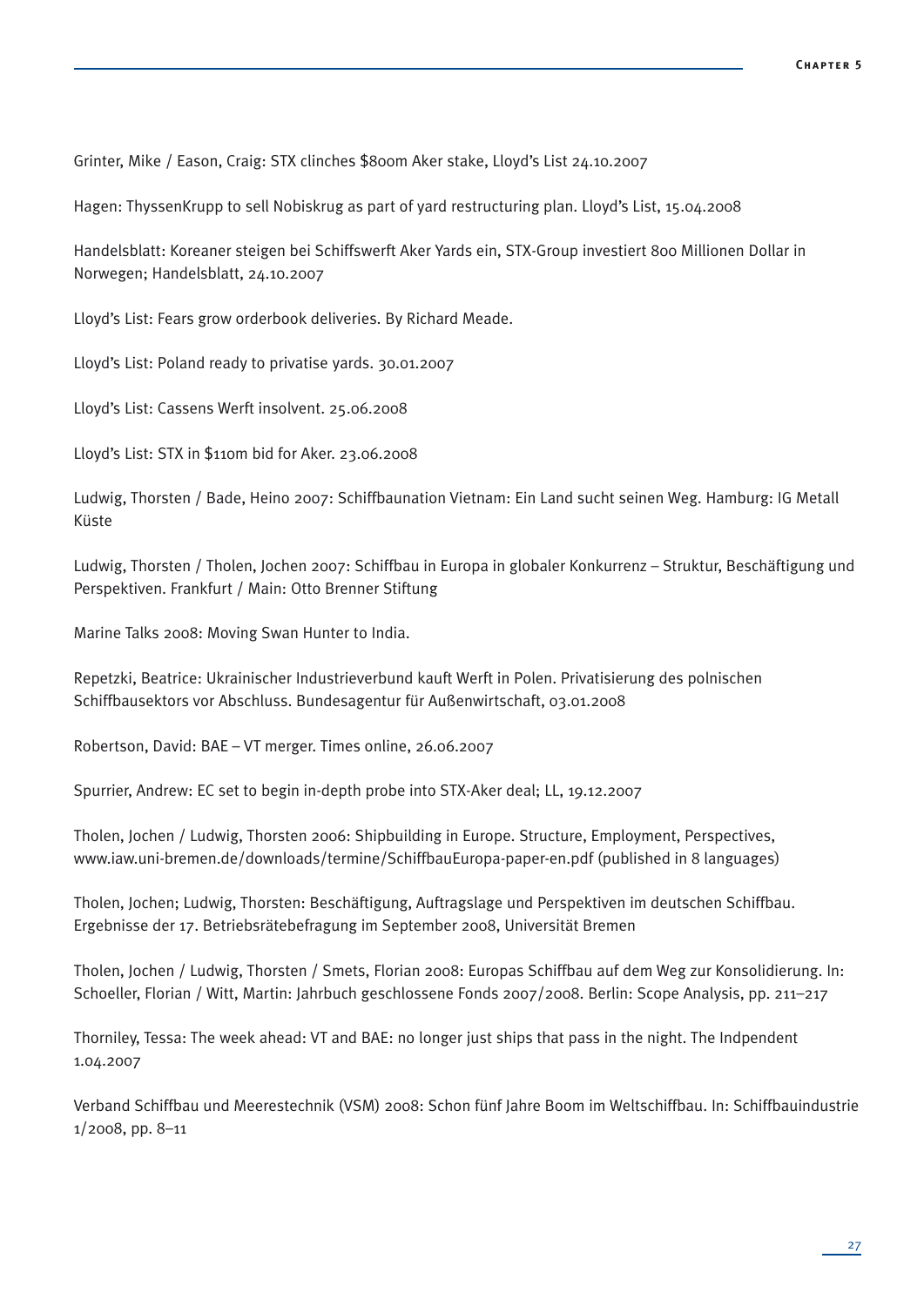Grinter, Mike / Eason, Craig: STX clinches $800m Aker stake, Lloyd's List 24.10.2007

Hagen: ThyssenKrupp to sell Nobiskrug as part of yard restructuring plan. Lloyd's List, 15.04.2008

Handelsblatt: Koreaner steigen bei Schiffswerft Aker Yards ein, STX-Group investiert 800 Millionen Dollar in Norwegen; Handelsblatt, 24.10.2007

Lloyd's List: Fears grow orderbook deliveries. By Richard Meade.

Lloyd's List: Poland ready to privatise yards. 30.01.2007

Lloyd's List: Cassens Werft insolvent. 25.06.2008

Lloyd's List: STX in $110m bid for Aker. 23.06.2008

Ludwig, Thorsten / Bade, Heino 2007: Schiffbaunation Vietnam: Ein Land sucht seinen Weg. Hamburg: IG Metall Küste

Ludwig, Thorsten / Tholen, Jochen 2007: Schiffbau in Europa in globaler Konkurrenz – Struktur, Beschäftigung und Perspektiven. Frankfurt / Main: Otto Brenner Stiftung

Marine Talks 2008: Moving Swan Hunter to India.

Repetzki, Beatrice: Ukrainischer Industrieverbund kauft Werft in Polen. Privatisierung des polnischen Schiffbausektors vor Abschluss. Bundesagentur für Außenwirtschaft, 03.01.2008

Robertson, David: BAE – VT merger. Times online, 26.06.2007

Spurrier, Andrew: EC set to begin in-depth probe into STX-Aker deal; LL, 19.12.2007

Tholen, Jochen / Ludwig, Thorsten 2006: Shipbuilding in Europe. Structure, Employment, Perspectives, www.iaw.uni-bremen.de/downloads/termine/SchiffbauEuropa-paper-en.pdf (published in 8 languages)

Tholen, Jochen; Ludwig, Thorsten: Beschäftigung, Auftragslage und Perspektiven im deutschen Schiffbau. Ergebnisse der 17. Betriebsrätebefragung im September 2008, Universität Bremen

Tholen, Jochen / Ludwig, Thorsten / Smets, Florian 2008: Europas Schiffbau auf dem Weg zur Konsolidierung. In: Schoeller, Florian / Witt, Martin: Jahrbuch geschlossene Fonds 2007/2008. Berlin: Scope Analysis, pp. 211–217

Thorniley, Tessa: The week ahead: VT and BAE: no longer just ships that pass in the night. The Indpendent 1.04.2007

Verband Schiffbau und Meerestechnik (VSM) 2008: Schon fünf Jahre Boom im Weltschiffbau. In: Schiffbauindustrie 1/2008, pp. 8–11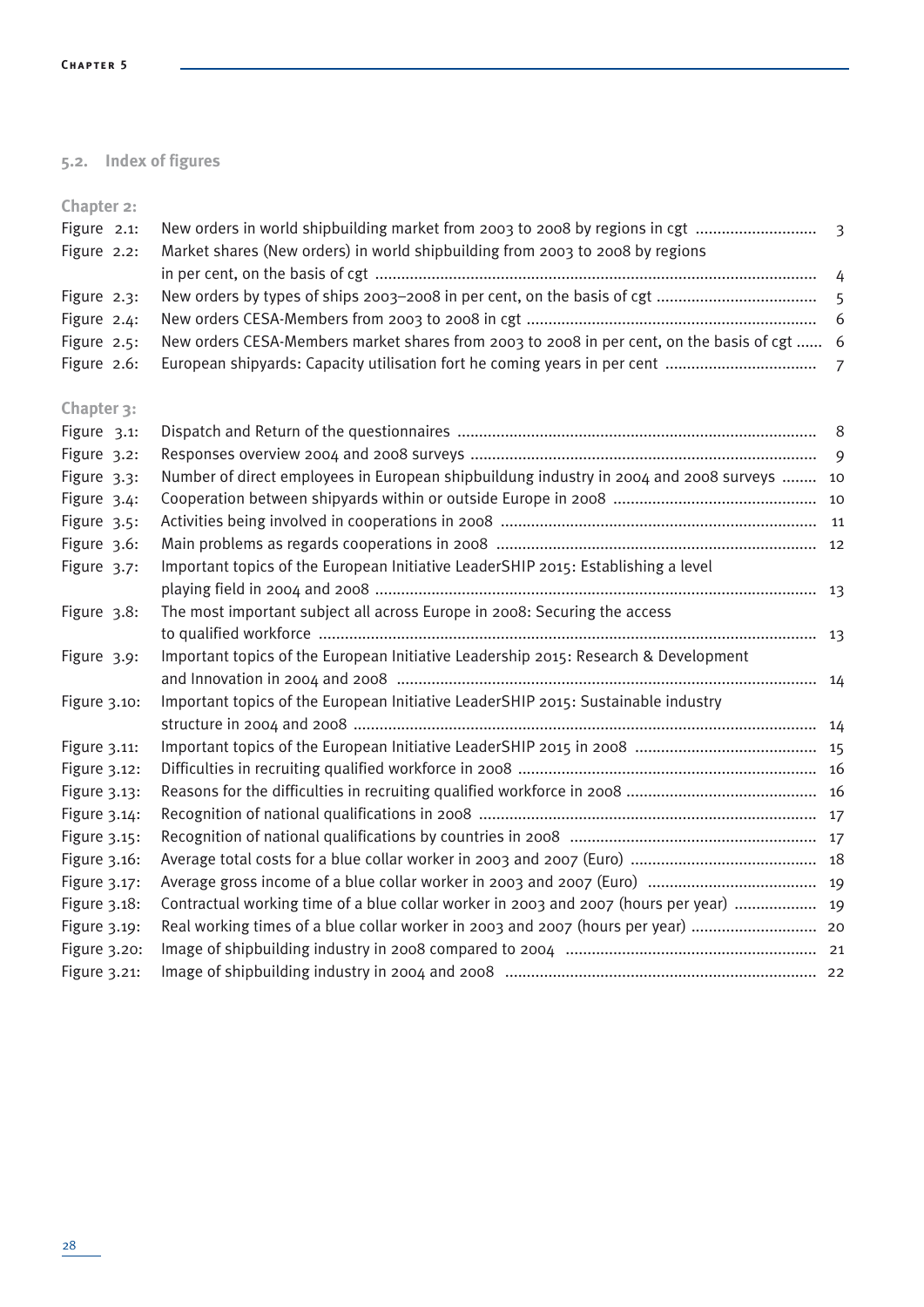## 5.2. Index of figures

**Chapter 2:**

| | | |
|---|---|---|
| Figure 2.1: | New orders in world shipbuilding market from 2003 to 2008 by regions in cgt | 3 |
| Figure 2.2: | Market shares (New orders) in world shipbuilding from 2003 to 2008 by regions in per cent, on the basis of cgt | 4 |
| Figure 2.3: | New orders by types of ships 2003–2008 in per cent, on the basis of cgt | 5 |
| Figure 2.4: | New orders CESA-Members from 2003 to 2008 in cgt | 6 |
| Figure 2.5: | New orders CESA-Members market shares from 2003 to 2008 in per cent, on the basis of cgt | 6 |
| Figure 2.6: | European shipyards: Capacity utilisation fort he coming years in per cent | 7 |

**Chapter 3:**

| | | |
|---|---|---|
| Figure 3.1: | Dispatch and Return of the questionnaires | 8 |
| Figure 3.2: | Responses overview 2004 and 2008 surveys | 9 |
| Figure 3.3: | Number of direct employees in European shipbuildung industry in 2004 and 2008 surveys | 10 |
| Figure 3.4: | Cooperation between shipyards within or outside Europe in 2008 | 10 |
| Figure 3.5: | Activities being involved in cooperations in 2008 | 11 |
| Figure 3.6: | Main problems as regards cooperations in 2008 | 12 |
| Figure 3.7: | Important topics of the European Initiative LeaderSHIP 2015: Establishing a level playing field in 2004 and 2008 | 13 |
| Figure 3.8: | The most important subject all across Europe in 2008: Securing the access to qualified workforce | 13 |
| Figure 3.9: | Important topics of the European Initiative Leadership 2015: Research & Development and Innovation in 2004 and 2008 | 14 |
| Figure 3.10: | Important topics of the European Initiative LeaderSHIP 2015: Sustainable industry structure in 2004 and 2008 | 14 |
| Figure 3.11: | Important topics of the European Initiative LeaderSHIP 2015 in 2008 | 15 |
| Figure 3.12: | Difficulties in recruiting qualified workforce in 2008 | 16 |
| Figure 3.13: | Reasons for the difficulties in recruiting qualified workforce in 2008 | 16 |
| Figure 3.14: | Recognition of national qualifications in 2008 | 17 |
| Figure 3.15: | Recognition of national qualifications by countries in 2008 | 17 |
| Figure 3.16: | Average total costs for a blue collar worker in 2003 and 2007 (Euro) | 18 |
| Figure 3.17: | Average gross income of a blue collar worker in 2003 and 2007 (Euro) | 19 |
| Figure 3.18: | Contractual working time of a blue collar worker in 2003 and 2007 (hours per year) | 19 |
| Figure 3.19: | Real working times of a blue collar worker in 2003 and 2007 (hours per year) | 20 |
| Figure 3.20: | Image of shipbuilding industry in 2008 compared to 2004 | 21 |
| Figure 3.21: | Image of shipbuilding industry in 2004 and 2008 | 22 |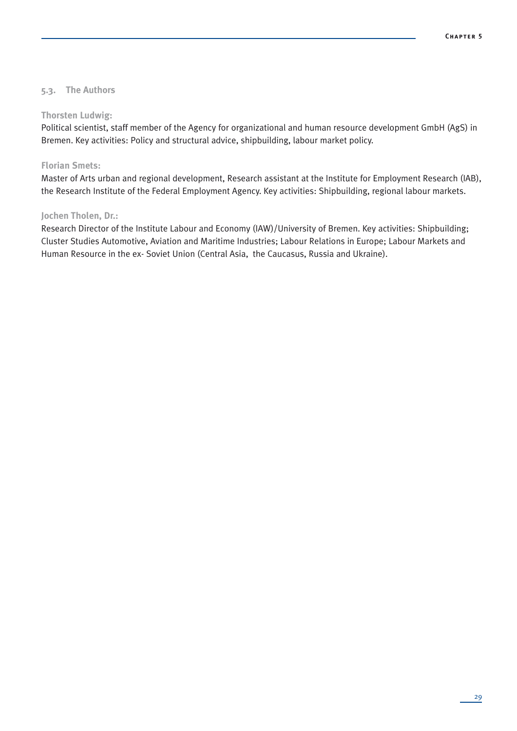## 5.3. The Authors

**Thorsten Ludwig:**

Political scientist, staff member of the Agency for organizational and human resource development GmbH (AgS) in Bremen. Key activities: Policy and structural advice, shipbuilding, labour market policy.

**Florian Smets:**

Master of Arts urban and regional development, Research assistant at the Institute for Employment Research (IAB), the Research Institute of the Federal Employment Agency. Key activities: Shipbuilding, regional labour markets.

**Jochen Tholen, Dr.:**

Research Director of the Institute Labour and Economy (IAW)/University of Bremen. Key activities: Shipbuilding; Cluster Studies Automotive, Aviation and Maritime Industries; Labour Relations in Europe; Labour Markets and Human Resource in the ex- Soviet Union (Central Asia, the Caucasus, Russia and Ukraine).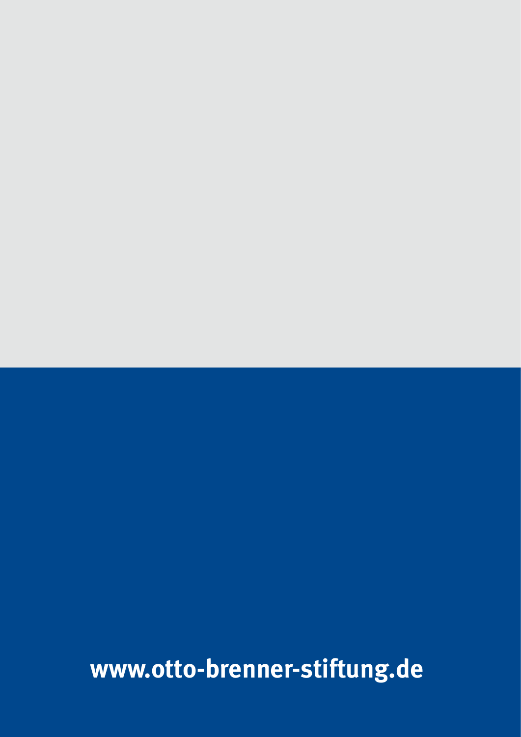**www.otto-brenner-stiftung.de**